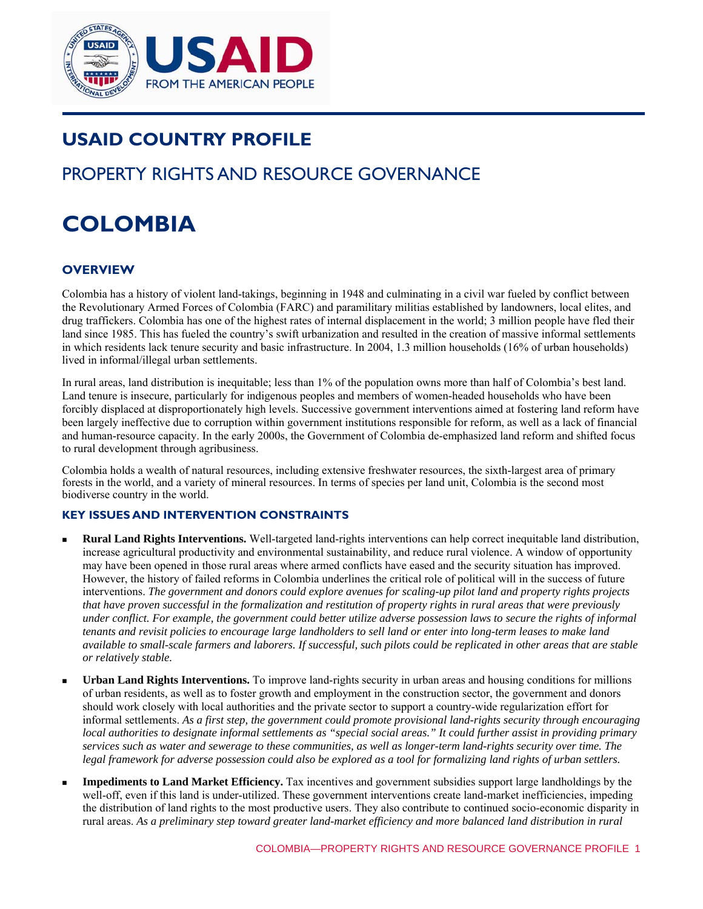# USAID COUNTRY PROFILE

## PROPERTY RIGHTS AND RESOURCE GOVERNANCE

# COLOMBIA

### OVERVIEW

Colombia has a history of violent land-takings, beginning in 1948 and culminating in a civil war fueled by conflict between the Revolutionary Armed Forces of Colombia (FARC) and paramilitary militias established by landowners, local elites, and drug traffickers. Colombia has one of the highest rates of internal displacement in the world; 3 million people have fled their land since 1985. This has fueled the country's swift urbanization and resulted in the creation of massive informal settlements in which residents lack tenure security and basic infrastructure. In 2004, 1.3 million households (16% of urban households) lived in informal/illegal urban settlements.

In rural areas, land distribution is inequitable; less than 1% of the population owns more than half of Colombia's best land. Land tenure is insecure, particularly for indigenous peoples and members of women-headed households who have been forcibly displaced at disproportionately high levels. Successive government interventions aimed at fostering land reform have been largely ineffective due to corruption within government institutions responsible for reform, as well as a lack of financial and human-resource capacity. In the early 2000s, the Government of Colombia de-emphasized land reform and shifted focus to rural development through agribusiness.

Colombia holds a wealth of natural resources, including extensive freshwater resources, the sixth-largest area of primary forests in the world, and a variety of mineral resources. In terms of species per land unit, Colombia is the second most biodiverse country in the world.

#### KEY ISSUES AND INTERVENTION CONSTRAINTS

- **Rural Land Rights Interventions.** Well-targeted land-rights interventions can help correct inequitable land distribution, increase agricultural productivity and environmental sustainability, and reduce rural violence. A window of opportunity may have been opened in those rural areas where armed conflicts have eased and the security situation has improved. However, the history of failed reforms in Colombia underlines the critical role of political will in the success of future interventions. *The government and donors could explore avenues for scaling-up pilot land and property rights projects that have proven successful in the formalization and restitution of property rights in rural areas that were previously under conflict. For example, the government could better utilize adverse possession laws to secure the rights of informal tenants and revisit policies to encourage large landholders to sell land or enter into long-term leases to make land available to small-scale farmers and laborers. If successful, such pilots could be replicated in other areas that are stable or relatively stable.*

- **Urban Land Rights Interventions.** To improve land-rights security in urban areas and housing conditions for millions of urban residents, as well as to foster growth and employment in the construction sector, the government and donors should work closely with local authorities and the private sector to support a country-wide regularization effort for informal settlements. *As a first step, the government could promote provisional land-rights security through encouraging local authorities to designate informal settlements as "special social areas." It could further assist in providing primary services such as water and sewerage to these communities, as well as longer-term land-rights security over time. The legal framework for adverse possession could also be explored as a tool for formalizing land rights of urban settlers.*

- **Impediments to Land Market Efficiency.** Tax incentives and government subsidies support large landholdings by the well-off, even if this land is under-utilized. These government interventions create land-market inefficiencies, impeding the distribution of land rights to the most productive users. They also contribute to continued socio-economic disparity in rural areas. *As a preliminary step toward greater land-market efficiency and more balanced land distribution in rural*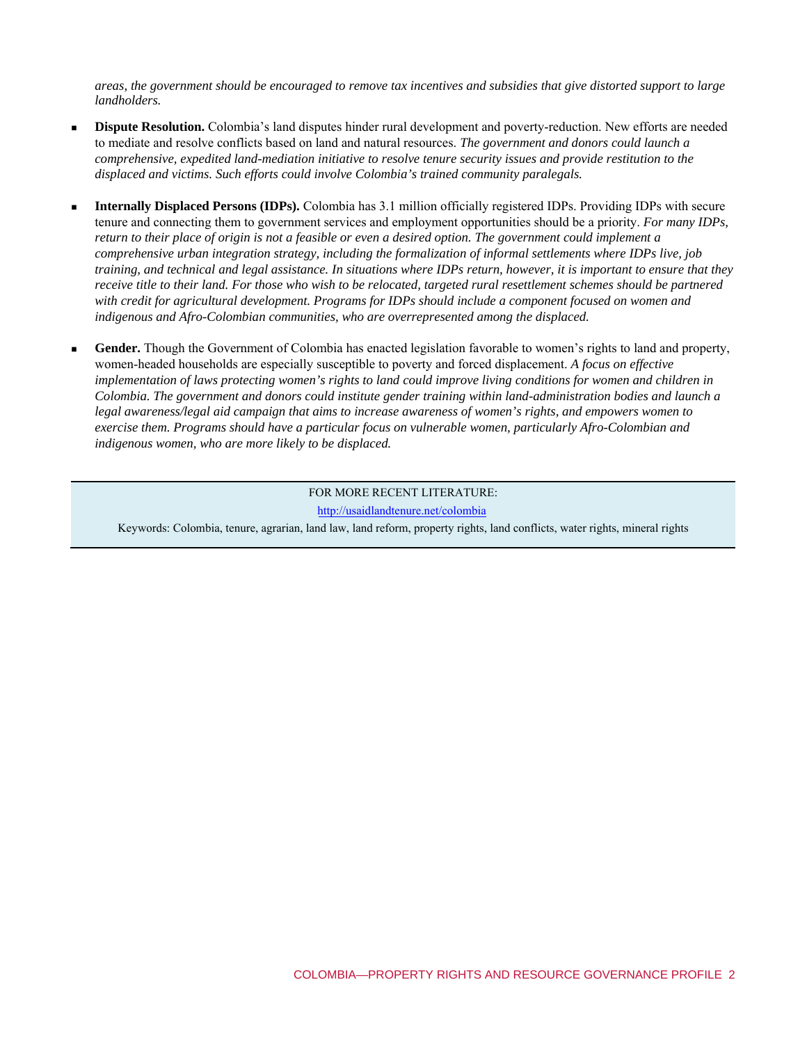*areas, the government should be encouraged to remove tax incentives and subsidies that give distorted support to large landholders.*

- **Dispute Resolution.** Colombia's land disputes hinder rural development and poverty-reduction. New efforts are needed to mediate and resolve conflicts based on land and natural resources. *The government and donors could launch a comprehensive, expedited land-mediation initiative to resolve tenure security issues and provide restitution to the displaced and victims. Such efforts could involve Colombia's trained community paralegals.*

- **Internally Displaced Persons (IDPs).** Colombia has 3.1 million officially registered IDPs. Providing IDPs with secure tenure and connecting them to government services and employment opportunities should be a priority. *For many IDPs, return to their place of origin is not a feasible or even a desired option. The government could implement a comprehensive urban integration strategy, including the formalization of informal settlements where IDPs live, job training, and technical and legal assistance. In situations where IDPs return, however, it is important to ensure that they receive title to their land. For those who wish to be relocated, targeted rural resettlement schemes should be partnered with credit for agricultural development. Programs for IDPs should include a component focused on women and indigenous and Afro-Colombian communities, who are overrepresented among the displaced.*

- **Gender.** Though the Government of Colombia has enacted legislation favorable to women's rights to land and property, women-headed households are especially susceptible to poverty and forced displacement. *A focus on effective implementation of laws protecting women's rights to land could improve living conditions for women and children in Colombia. The government and donors could institute gender training within land-administration bodies and launch a legal awareness/legal aid campaign that aims to increase awareness of women's rights, and empowers women to exercise them. Programs should have a particular focus on vulnerable women, particularly Afro-Colombian and indigenous women, who are more likely to be displaced.*

---

FOR MORE RECENT LITERATURE:

http://usaidlandtenure.net/colombia

Keywords: Colombia, tenure, agrarian, land law, land reform, property rights, land conflicts, water rights, mineral rights

---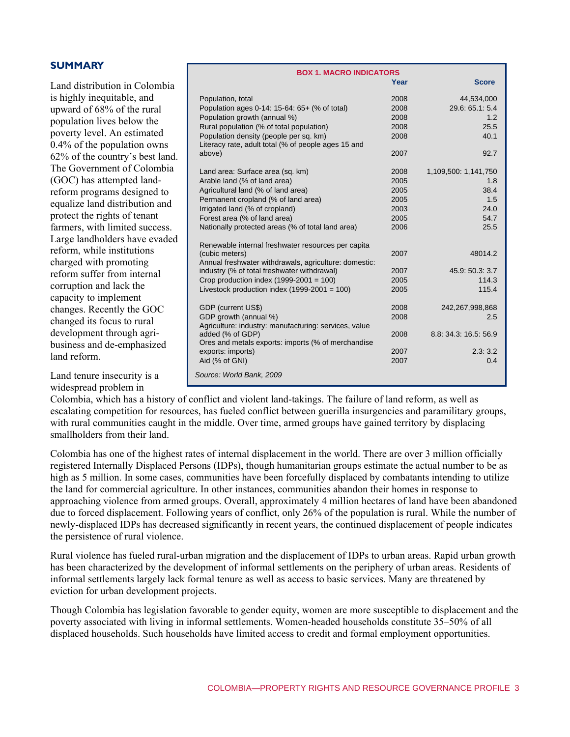## SUMMARY

Land distribution in Colombia is highly inequitable, and upward of 68% of the rural population lives below the poverty level. An estimated 0.4% of the population owns 62% of the country's best land. The Government of Colombia (GOC) has attempted land-reform programs designed to equalize land distribution and protect the rights of tenant farmers, with limited success. Large landholders have evaded reform, while institutions charged with promoting reform suffer from internal corruption and lack the capacity to implement changes. Recently the GOC changed its focus to rural development through agri-business and de-emphasized land reform.

**BOX 1. MACRO INDICATORS**

| | Year | Score |
|---|---|---|
| Population, total | 2008 | 44,534,000 |
| Population ages 0-14: 15-64: 65+ (% of total) | 2008 | 29.6: 65.1: 5.4 |
| Population growth (annual %) | 2008 | 1.2 |
| Rural population (% of total population) | 2008 | 25.5 |
| Population density (people per sq. km) | 2008 | 40.1 |
| Literacy rate, adult total (% of people ages 15 and above) | 2007 | 92.7 |
| Land area: Surface area (sq. km) | 2008 | 1,109,500: 1,141,750 |
| Arable land (% of land area) | 2005 | 1.8 |
| Agricultural land (% of land area) | 2005 | 38.4 |
| Permanent cropland (% of land area) | 2005 | 1.5 |
| Irrigated land (% of cropland) | 2003 | 24.0 |
| Forest area (% of land area) | 2005 | 54.7 |
| Nationally protected areas (% of total land area) | 2006 | 25.5 |
| Renewable internal freshwater resources per capita (cubic meters) | 2007 | 48014.2 |
| Annual freshwater withdrawals, agriculture: domestic: industry (% of total freshwater withdrawal) | 2007 | 45.9: 50.3: 3.7 |
| Crop production index (1999-2001 = 100) | 2005 | 114.3 |
| Livestock production index (1999-2001 = 100) | 2005 | 115.4 |
| GDP (current US$) | 2008 | 242,267,998,868 |
| GDP growth (annual %) | 2008 | 2.5 |
| Agriculture: industry: manufacturing: services, value added (% of GDP) | 2008 | 8.8: 34.3: 16.5: 56.9 |
| Ores and metals exports: imports (% of merchandise exports: imports) | 2007 | 2.3: 3.2 |
| Aid (% of GNI) | 2007 | 0.4 |

*Source: World Bank, 2009*

Land tenure insecurity is a widespread problem in Colombia, which has a history of conflict and violent land-takings. The failure of land reform, as well as escalating competition for resources, has fueled conflict between guerilla insurgencies and paramilitary groups, with rural communities caught in the middle. Over time, armed groups have gained territory by displacing smallholders from their land.

Colombia has one of the highest rates of internal displacement in the world. There are over 3 million officially registered Internally Displaced Persons (IDPs), though humanitarian groups estimate the actual number to be as high as 5 million. In some cases, communities have been forcefully displaced by combatants intending to utilize the land for commercial agriculture. In other instances, communities abandon their homes in response to approaching violence from armed groups. Overall, approximately 4 million hectares of land have been abandoned due to forced displacement. Following years of conflict, only 26% of the population is rural. While the number of newly-displaced IDPs has decreased significantly in recent years, the continued displacement of people indicates the persistence of rural violence.

Rural violence has fueled rural-urban migration and the displacement of IDPs to urban areas. Rapid urban growth has been characterized by the development of informal settlements on the periphery of urban areas. Residents of informal settlements largely lack formal tenure as well as access to basic services. Many are threatened by eviction for urban development projects.

Though Colombia has legislation favorable to gender equity, women are more susceptible to displacement and the poverty associated with living in informal settlements. Women-headed households constitute 35–50% of all displaced households. Such households have limited access to credit and formal employment opportunities.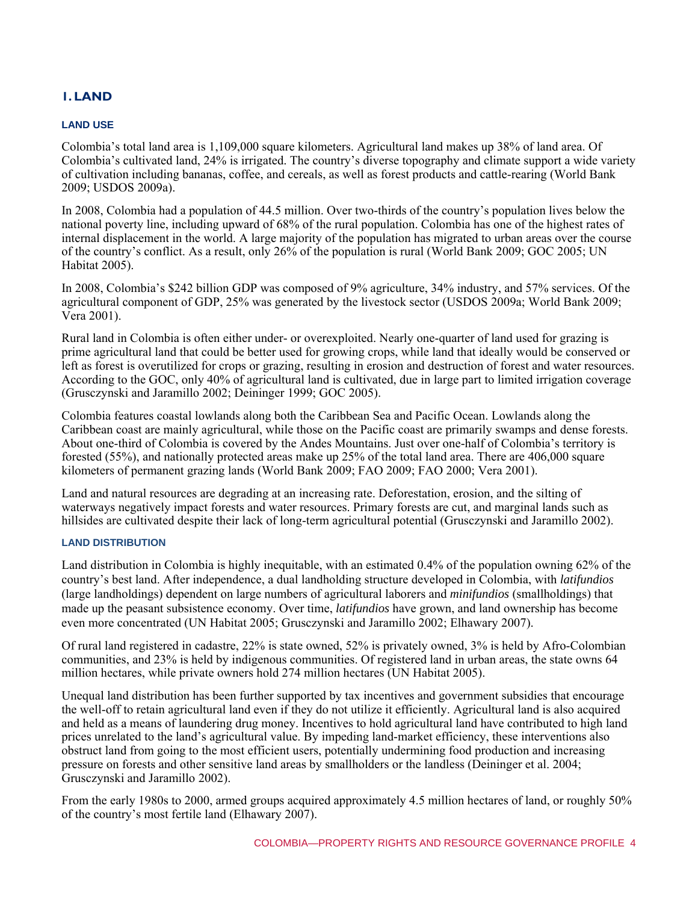# I. LAND

## LAND USE

Colombia's total land area is 1,109,000 square kilometers. Agricultural land makes up 38% of land area. Of Colombia's cultivated land, 24% is irrigated. The country's diverse topography and climate support a wide variety of cultivation including bananas, coffee, and cereals, as well as forest products and cattle-rearing (World Bank 2009; USDOS 2009a).

In 2008, Colombia had a population of 44.5 million. Over two-thirds of the country's population lives below the national poverty line, including upward of 68% of the rural population. Colombia has one of the highest rates of internal displacement in the world. A large majority of the population has migrated to urban areas over the course of the country's conflict. As a result, only 26% of the population is rural (World Bank 2009; GOC 2005; UN Habitat 2005).

In 2008, Colombia's $242 billion GDP was composed of 9% agriculture, 34% industry, and 57% services. Of the agricultural component of GDP, 25% was generated by the livestock sector (USDOS 2009a; World Bank 2009; Vera 2001).

Rural land in Colombia is often either under- or overexploited. Nearly one-quarter of land used for grazing is prime agricultural land that could be better used for growing crops, while land that ideally would be conserved or left as forest is overutilized for crops or grazing, resulting in erosion and destruction of forest and water resources. According to the GOC, only 40% of agricultural land is cultivated, due in large part to limited irrigation coverage (Grusczynski and Jaramillo 2002; Deininger 1999; GOC 2005).

Colombia features coastal lowlands along both the Caribbean Sea and Pacific Ocean. Lowlands along the Caribbean coast are mainly agricultural, while those on the Pacific coast are primarily swamps and dense forests. About one-third of Colombia is covered by the Andes Mountains. Just over one-half of Colombia's territory is forested (55%), and nationally protected areas make up 25% of the total land area. There are 406,000 square kilometers of permanent grazing lands (World Bank 2009; FAO 2009; FAO 2000; Vera 2001).

Land and natural resources are degrading at an increasing rate. Deforestation, erosion, and the silting of waterways negatively impact forests and water resources. Primary forests are cut, and marginal lands such as hillsides are cultivated despite their lack of long-term agricultural potential (Grusczynski and Jaramillo 2002).

## LAND DISTRIBUTION

Land distribution in Colombia is highly inequitable, with an estimated 0.4% of the population owning 62% of the country's best land. After independence, a dual landholding structure developed in Colombia, with *latifundios* (large landholdings) dependent on large numbers of agricultural laborers and *minifundios* (smallholdings) that made up the peasant subsistence economy. Over time, *latifundios* have grown, and land ownership has become even more concentrated (UN Habitat 2005; Grusczynski and Jaramillo 2002; Elhawary 2007).

Of rural land registered in cadastre, 22% is state owned, 52% is privately owned, 3% is held by Afro-Colombian communities, and 23% is held by indigenous communities. Of registered land in urban areas, the state owns 64 million hectares, while private owners hold 274 million hectares (UN Habitat 2005).

Unequal land distribution has been further supported by tax incentives and government subsidies that encourage the well-off to retain agricultural land even if they do not utilize it efficiently. Agricultural land is also acquired and held as a means of laundering drug money. Incentives to hold agricultural land have contributed to high land prices unrelated to the land's agricultural value. By impeding land-market efficiency, these interventions also obstruct land from going to the most efficient users, potentially undermining food production and increasing pressure on forests and other sensitive land areas by smallholders or the landless (Deininger et al. 2004; Grusczynski and Jaramillo 2002).

From the early 1980s to 2000, armed groups acquired approximately 4.5 million hectares of land, or roughly 50% of the country's most fertile land (Elhawary 2007).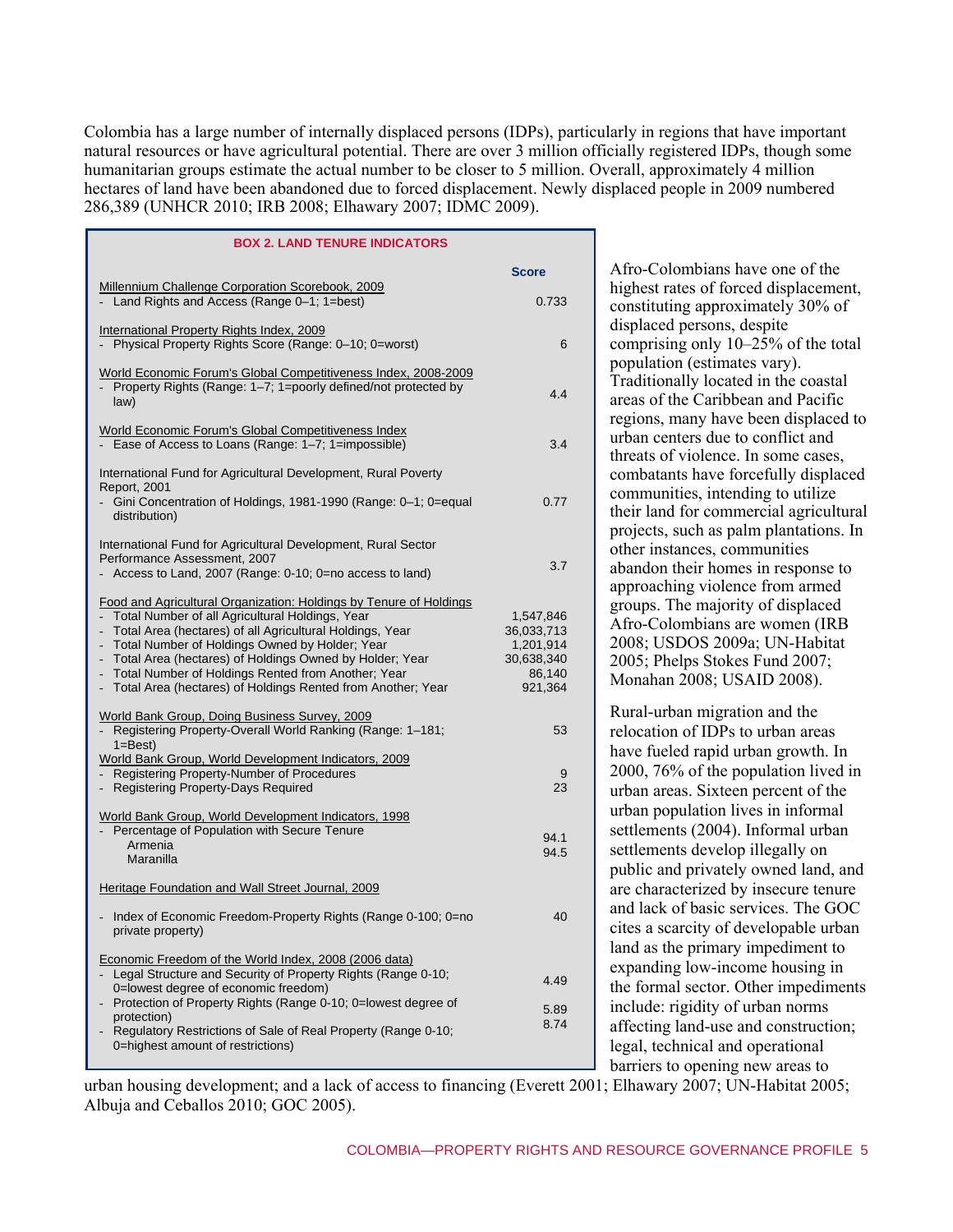Colombia has a large number of internally displaced persons (IDPs), particularly in regions that have important natural resources or have agricultural potential. There are over 3 million officially registered IDPs, though some humanitarian groups estimate the actual number to be closer to 5 million. Overall, approximately 4 million hectares of land have been abandoned due to forced displacement. Newly displaced people in 2009 numbered 286,389 (UNHCR 2010; IRB 2008; Elhawary 2007; IDMC 2009).

**BOX 2. LAND TENURE INDICATORS**

| | Score |
|---|---|
| Millennium Challenge Corporation Scorebook, 2009 | |
| - Land Rights and Access (Range 0–1; 1=best) | 0.733 |
| International Property Rights Index, 2009 | |
| - Physical Property Rights Score (Range: 0–10; 0=worst) | 6 |
| World Economic Forum's Global Competitiveness Index, 2008-2009 | |
| - Property Rights (Range: 1–7; 1=poorly defined/not protected by law) | 4.4 |
| World Economic Forum's Global Competitiveness Index | |
| - Ease of Access to Loans (Range: 1–7; 1=impossible) | 3.4 |
| International Fund for Agricultural Development, Rural Poverty Report, 2001 | |
| - Gini Concentration of Holdings, 1981-1990 (Range: 0–1; 0=equal distribution) | 0.77 |
| International Fund for Agricultural Development, Rural Sector Performance Assessment, 2007 | |
| - Access to Land, 2007 (Range: 0-10; 0=no access to land) | 3.7 |
| Food and Agricultural Organization: Holdings by Tenure of Holdings | |
| - Total Number of all Agricultural Holdings, Year | 1,547,846 |
| - Total Area (hectares) of all Agricultural Holdings, Year | 36,033,713 |
| - Total Number of Holdings Owned by Holder; Year | 1,201,914 |
| - Total Area (hectares) of Holdings Owned by Holder; Year | 30,638,340 |
| - Total Number of Holdings Rented from Another; Year | 86,140 |
| - Total Area (hectares) of Holdings Rented from Another; Year | 921,364 |
| World Bank Group, Doing Business Survey, 2009 | |
| - Registering Property-Overall World Ranking (Range: 1–181; 1=Best) | 53 |
| World Bank Group, World Development Indicators, 2009 | |
| - Registering Property-Number of Procedures | 9 |
| - Registering Property-Days Required | 23 |
| World Bank Group, World Development Indicators, 1998 | |
| - Percentage of Population with Secure Tenure | |
| Armenia | 94.1 |
| Maranilla | 94.5 |
| Heritage Foundation and Wall Street Journal, 2009 | |
| - Index of Economic Freedom-Property Rights (Range 0-100; 0=no private property) | 40 |
| Economic Freedom of the World Index, 2008 (2006 data) | |
| - Legal Structure and Security of Property Rights (Range 0-10; 0=lowest degree of economic freedom) | 4.49 |
| - Protection of Property Rights (Range 0-10; 0=lowest degree of protection) | 5.89 |
| - Regulatory Restrictions of Sale of Real Property (Range 0-10; 0=highest amount of restrictions) | 8.74 |

Afro-Colombians have one of the highest rates of forced displacement, constituting approximately 30% of displaced persons, despite comprising only 10–25% of the total population (estimates vary). Traditionally located in the coastal areas of the Caribbean and Pacific regions, many have been displaced to urban centers due to conflict and threats of violence. In some cases, combatants have forcefully displaced communities, intending to utilize their land for commercial agricultural projects, such as palm plantations. In other instances, communities abandon their homes in response to approaching violence from armed groups. The majority of displaced Afro-Colombians are women (IRB 2008; USDOS 2009a; UN-Habitat 2005; Phelps Stokes Fund 2007; Monahan 2008; USAID 2008).

Rural-urban migration and the relocation of IDPs to urban areas have fueled rapid urban growth. In 2000, 76% of the population lived in urban areas. Sixteen percent of the urban population lives in informal settlements (2004). Informal urban settlements develop illegally on public and privately owned land, and are characterized by insecure tenure and lack of basic services. The GOC cites a scarcity of developable urban land as the primary impediment to expanding low-income housing in the formal sector. Other impediments include: rigidity of urban norms affecting land-use and construction; legal, technical and operational barriers to opening new areas to urban housing development; and a lack of access to financing (Everett 2001; Elhawary 2007; UN-Habitat 2005; Albuja and Ceballos 2010; GOC 2005).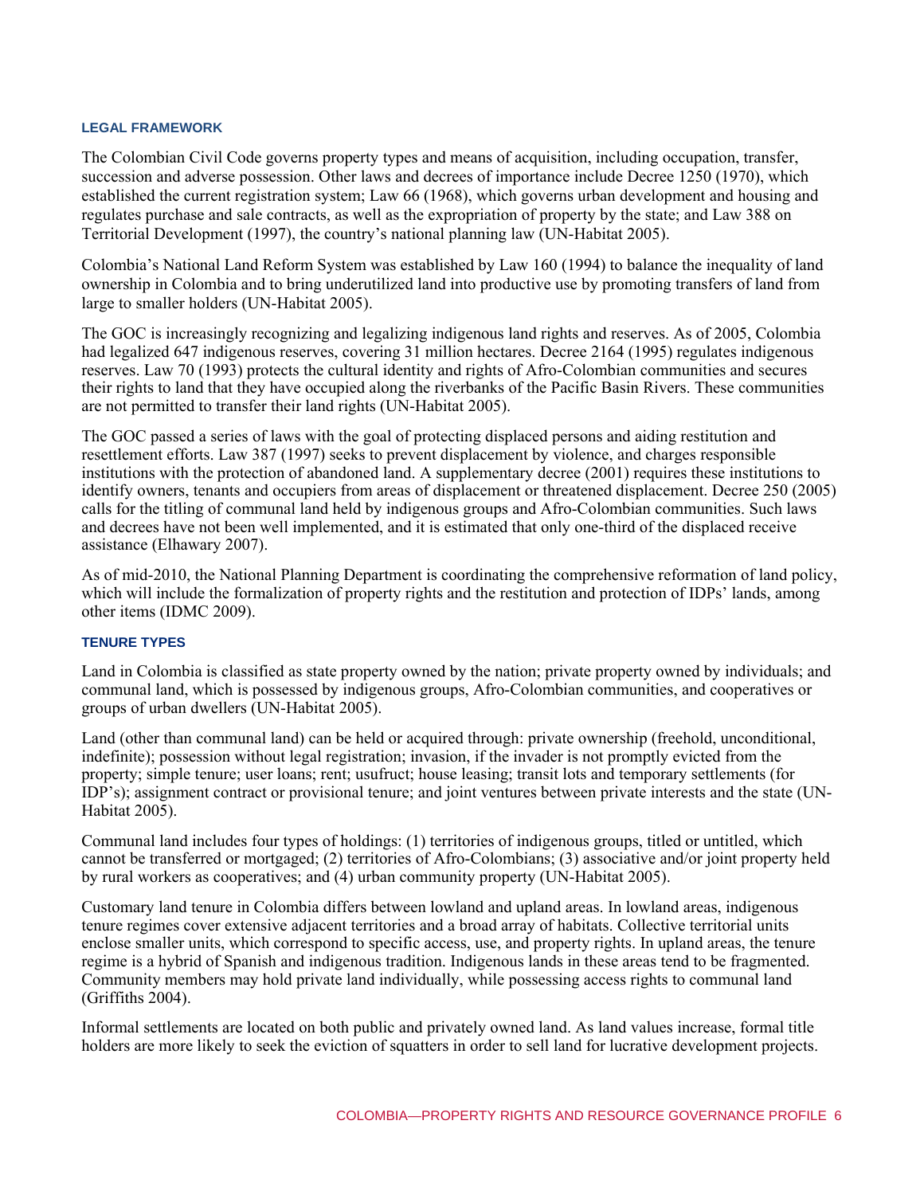### LEGAL FRAMEWORK

The Colombian Civil Code governs property types and means of acquisition, including occupation, transfer, succession and adverse possession. Other laws and decrees of importance include Decree 1250 (1970), which established the current registration system; Law 66 (1968), which governs urban development and housing and regulates purchase and sale contracts, as well as the expropriation of property by the state; and Law 388 on Territorial Development (1997), the country's national planning law (UN-Habitat 2005).

Colombia's National Land Reform System was established by Law 160 (1994) to balance the inequality of land ownership in Colombia and to bring underutilized land into productive use by promoting transfers of land from large to smaller holders (UN-Habitat 2005).

The GOC is increasingly recognizing and legalizing indigenous land rights and reserves. As of 2005, Colombia had legalized 647 indigenous reserves, covering 31 million hectares. Decree 2164 (1995) regulates indigenous reserves. Law 70 (1993) protects the cultural identity and rights of Afro-Colombian communities and secures their rights to land that they have occupied along the riverbanks of the Pacific Basin Rivers. These communities are not permitted to transfer their land rights (UN-Habitat 2005).

The GOC passed a series of laws with the goal of protecting displaced persons and aiding restitution and resettlement efforts. Law 387 (1997) seeks to prevent displacement by violence, and charges responsible institutions with the protection of abandoned land. A supplementary decree (2001) requires these institutions to identify owners, tenants and occupiers from areas of displacement or threatened displacement. Decree 250 (2005) calls for the titling of communal land held by indigenous groups and Afro-Colombian communities. Such laws and decrees have not been well implemented, and it is estimated that only one-third of the displaced receive assistance (Elhawary 2007).

As of mid-2010, the National Planning Department is coordinating the comprehensive reformation of land policy, which will include the formalization of property rights and the restitution and protection of IDPs' lands, among other items (IDMC 2009).

### TENURE TYPES

Land in Colombia is classified as state property owned by the nation; private property owned by individuals; and communal land, which is possessed by indigenous groups, Afro-Colombian communities, and cooperatives or groups of urban dwellers (UN-Habitat 2005).

Land (other than communal land) can be held or acquired through: private ownership (freehold, unconditional, indefinite); possession without legal registration; invasion, if the invader is not promptly evicted from the property; simple tenure; user loans; rent; usufruct; house leasing; transit lots and temporary settlements (for IDP's); assignment contract or provisional tenure; and joint ventures between private interests and the state (UN-Habitat 2005).

Communal land includes four types of holdings: (1) territories of indigenous groups, titled or untitled, which cannot be transferred or mortgaged; (2) territories of Afro-Colombians; (3) associative and/or joint property held by rural workers as cooperatives; and (4) urban community property (UN-Habitat 2005).

Customary land tenure in Colombia differs between lowland and upland areas. In lowland areas, indigenous tenure regimes cover extensive adjacent territories and a broad array of habitats. Collective territorial units enclose smaller units, which correspond to specific access, use, and property rights. In upland areas, the tenure regime is a hybrid of Spanish and indigenous tradition. Indigenous lands in these areas tend to be fragmented. Community members may hold private land individually, while possessing access rights to communal land (Griffiths 2004).

Informal settlements are located on both public and privately owned land. As land values increase, formal title holders are more likely to seek the eviction of squatters in order to sell land for lucrative development projects.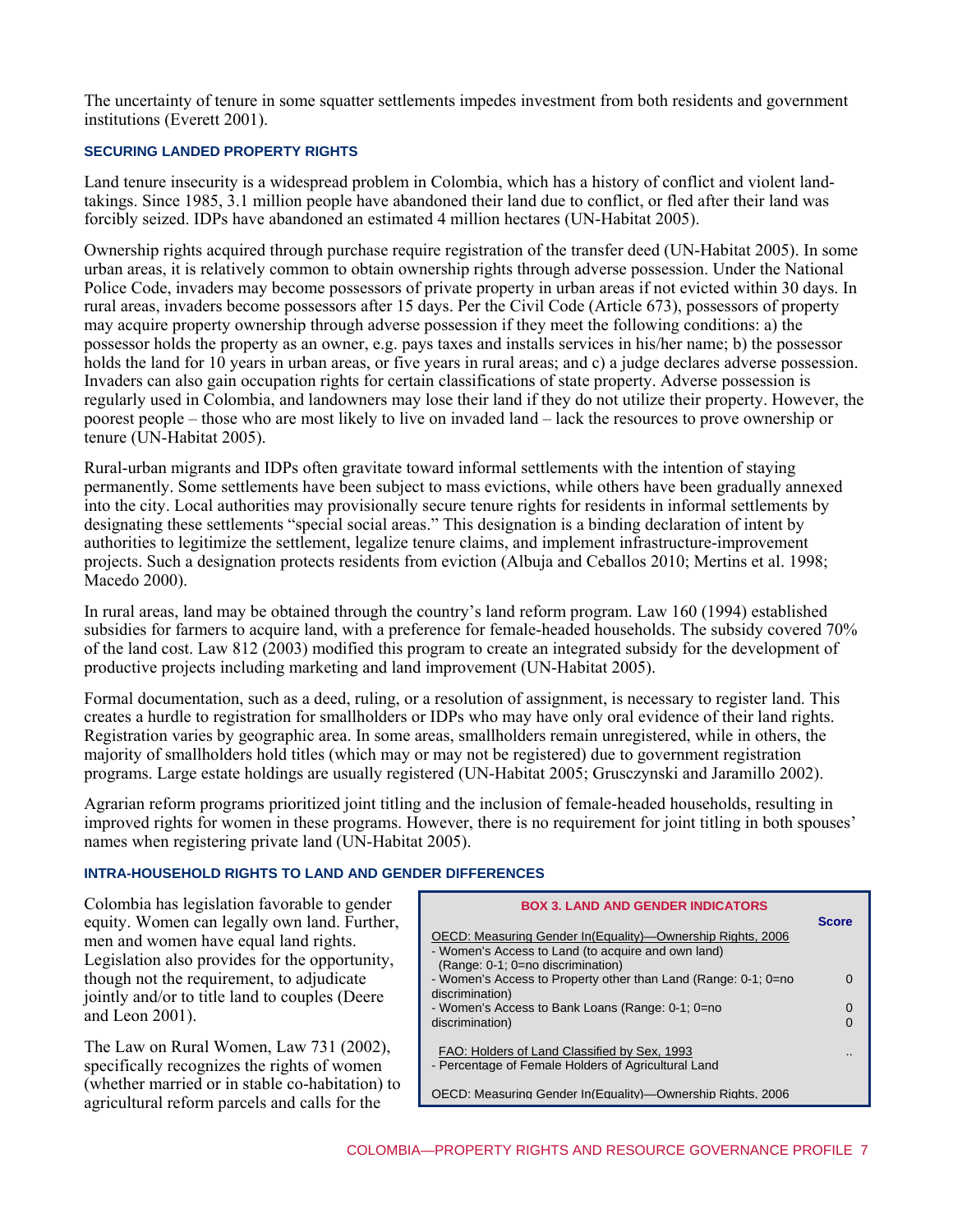The uncertainty of tenure in some squatter settlements impedes investment from both residents and government institutions (Everett 2001).

### SECURING LANDED PROPERTY RIGHTS

Land tenure insecurity is a widespread problem in Colombia, which has a history of conflict and violent land-takings. Since 1985, 3.1 million people have abandoned their land due to conflict, or fled after their land was forcibly seized. IDPs have abandoned an estimated 4 million hectares (UN-Habitat 2005).

Ownership rights acquired through purchase require registration of the transfer deed (UN-Habitat 2005). In some urban areas, it is relatively common to obtain ownership rights through adverse possession. Under the National Police Code, invaders may become possessors of private property in urban areas if not evicted within 30 days. In rural areas, invaders become possessors after 15 days. Per the Civil Code (Article 673), possessors of property may acquire property ownership through adverse possession if they meet the following conditions: a) the possessor holds the property as an owner, e.g. pays taxes and installs services in his/her name; b) the possessor holds the land for 10 years in urban areas, or five years in rural areas; and c) a judge declares adverse possession. Invaders can also gain occupation rights for certain classifications of state property. Adverse possession is regularly used in Colombia, and landowners may lose their land if they do not utilize their property. However, the poorest people – those who are most likely to live on invaded land – lack the resources to prove ownership or tenure (UN-Habitat 2005).

Rural-urban migrants and IDPs often gravitate toward informal settlements with the intention of staying permanently. Some settlements have been subject to mass evictions, while others have been gradually annexed into the city. Local authorities may provisionally secure tenure rights for residents in informal settlements by designating these settlements "special social areas." This designation is a binding declaration of intent by authorities to legitimize the settlement, legalize tenure claims, and implement infrastructure-improvement projects. Such a designation protects residents from eviction (Albuja and Ceballos 2010; Mertins et al. 1998; Macedo 2000).

In rural areas, land may be obtained through the country's land reform program. Law 160 (1994) established subsidies for farmers to acquire land, with a preference for female-headed households. The subsidy covered 70% of the land cost. Law 812 (2003) modified this program to create an integrated subsidy for the development of productive projects including marketing and land improvement (UN-Habitat 2005).

Formal documentation, such as a deed, ruling, or a resolution of assignment, is necessary to register land. This creates a hurdle to registration for smallholders or IDPs who may have only oral evidence of their land rights. Registration varies by geographic area. In some areas, smallholders remain unregistered, while in others, the majority of smallholders hold titles (which may or may not be registered) due to government registration programs. Large estate holdings are usually registered (UN-Habitat 2005; Grusczynski and Jaramillo 2002).

Agrarian reform programs prioritized joint titling and the inclusion of female-headed households, resulting in improved rights for women in these programs. However, there is no requirement for joint titling in both spouses' names when registering private land (UN-Habitat 2005).

### INTRA-HOUSEHOLD RIGHTS TO LAND AND GENDER DIFFERENCES

Colombia has legislation favorable to gender equity. Women can legally own land. Further, men and women have equal land rights. Legislation also provides for the opportunity, though not the requirement, to adjudicate jointly and/or to title land to couples (Deere and Leon 2001).

The Law on Rural Women, Law 731 (2002), specifically recognizes the rights of women (whether married or in stable co-habitation) to agricultural reform parcels and calls for the

**BOX 3. LAND AND GENDER INDICATORS**

| | Score |
|---|---|
| OECD: Measuring Gender In(Equality)—Ownership Rights, 2006 | |
| - Women's Access to Land (to acquire and own land) (Range: 0-1; 0=no discrimination) | 0 |
| - Women's Access to Property other than Land (Range: 0-1; 0=no discrimination) | 0 |
| - Women's Access to Bank Loans (Range: 0-1; 0=no discrimination) | 0 |
| FAO: Holders of Land Classified by Sex, 1993 | |
| - Percentage of Female Holders of Agricultural Land | .. |
| OECD: Measuring Gender In(Equality)—Ownership Rights, 2006 | |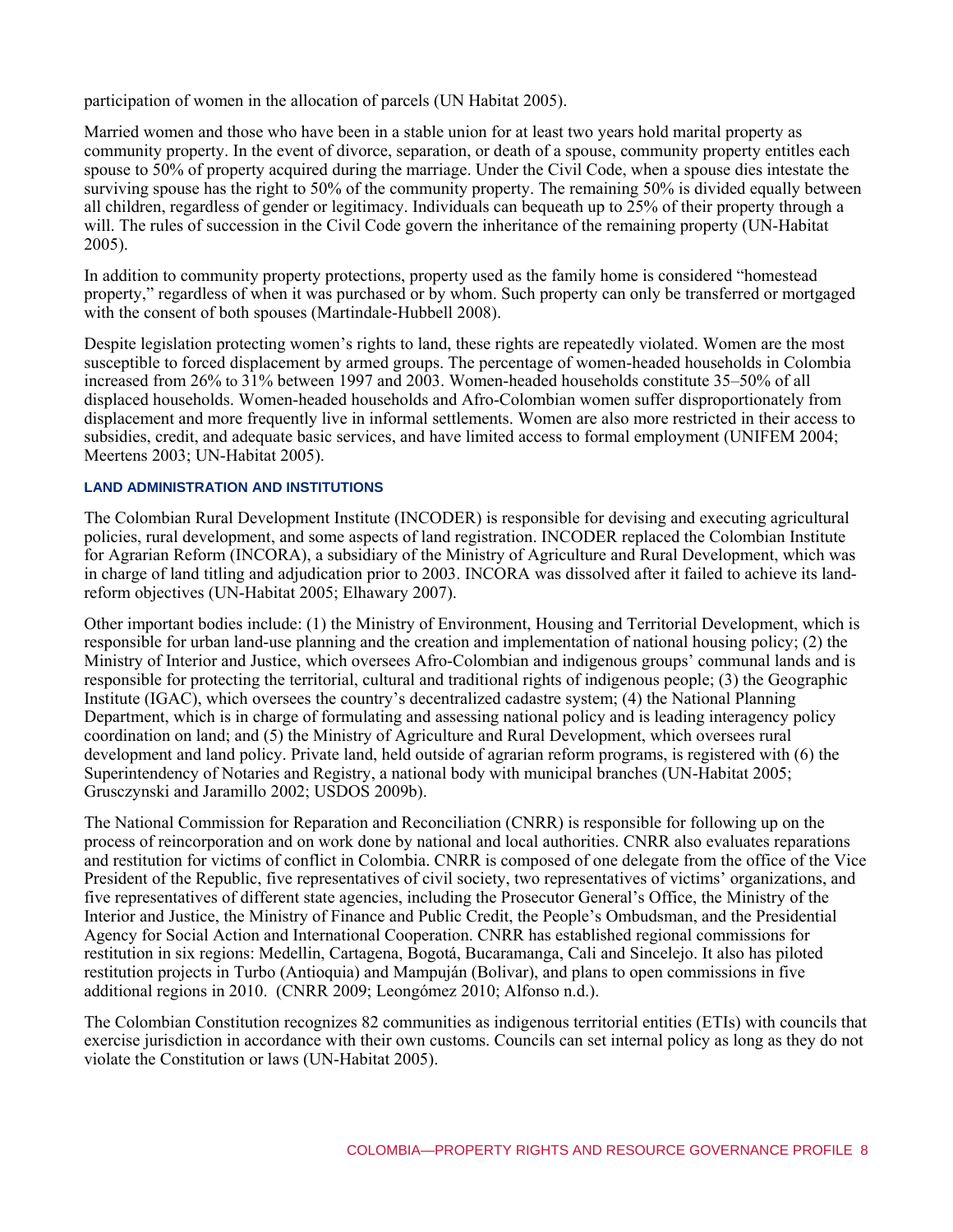participation of women in the allocation of parcels (UN Habitat 2005).

Married women and those who have been in a stable union for at least two years hold marital property as community property. In the event of divorce, separation, or death of a spouse, community property entitles each spouse to 50% of property acquired during the marriage. Under the Civil Code, when a spouse dies intestate the surviving spouse has the right to 50% of the community property. The remaining 50% is divided equally between all children, regardless of gender or legitimacy. Individuals can bequeath up to 25% of their property through a will. The rules of succession in the Civil Code govern the inheritance of the remaining property (UN-Habitat 2005).

In addition to community property protections, property used as the family home is considered "homestead property," regardless of when it was purchased or by whom. Such property can only be transferred or mortgaged with the consent of both spouses (Martindale-Hubbell 2008).

Despite legislation protecting women's rights to land, these rights are repeatedly violated. Women are the most susceptible to forced displacement by armed groups. The percentage of women-headed households in Colombia increased from 26% to 31% between 1997 and 2003. Women-headed households constitute 35–50% of all displaced households. Women-headed households and Afro-Colombian women suffer disproportionately from displacement and more frequently live in informal settlements. Women are also more restricted in their access to subsidies, credit, and adequate basic services, and have limited access to formal employment (UNIFEM 2004; Meertens 2003; UN-Habitat 2005).

#### LAND ADMINISTRATION AND INSTITUTIONS

The Colombian Rural Development Institute (INCODER) is responsible for devising and executing agricultural policies, rural development, and some aspects of land registration. INCODER replaced the Colombian Institute for Agrarian Reform (INCORA), a subsidiary of the Ministry of Agriculture and Rural Development, which was in charge of land titling and adjudication prior to 2003. INCORA was dissolved after it failed to achieve its land-reform objectives (UN-Habitat 2005; Elhawary 2007).

Other important bodies include: (1) the Ministry of Environment, Housing and Territorial Development, which is responsible for urban land-use planning and the creation and implementation of national housing policy; (2) the Ministry of Interior and Justice, which oversees Afro-Colombian and indigenous groups' communal lands and is responsible for protecting the territorial, cultural and traditional rights of indigenous people; (3) the Geographic Institute (IGAC), which oversees the country's decentralized cadastre system; (4) the National Planning Department, which is in charge of formulating and assessing national policy and is leading interagency policy coordination on land; and (5) the Ministry of Agriculture and Rural Development, which oversees rural development and land policy. Private land, held outside of agrarian reform programs, is registered with (6) the Superintendency of Notaries and Registry, a national body with municipal branches (UN-Habitat 2005; Grusczynski and Jaramillo 2002; USDOS 2009b).

The National Commission for Reparation and Reconciliation (CNRR) is responsible for following up on the process of reincorporation and on work done by national and local authorities. CNRR also evaluates reparations and restitution for victims of conflict in Colombia. CNRR is composed of one delegate from the office of the Vice President of the Republic, five representatives of civil society, two representatives of victims' organizations, and five representatives of different state agencies, including the Prosecutor General's Office, the Ministry of the Interior and Justice, the Ministry of Finance and Public Credit, the People's Ombudsman, and the Presidential Agency for Social Action and International Cooperation. CNRR has established regional commissions for restitution in six regions: Medellin, Cartagena, Bogotá, Bucaramanga, Cali and Sincelejo. It also has piloted restitution projects in Turbo (Antioquia) and Mampuján (Bolivar), and plans to open commissions in five additional regions in 2010. (CNRR 2009; Leongómez 2010; Alfonso n.d.).

The Colombian Constitution recognizes 82 communities as indigenous territorial entities (ETIs) with councils that exercise jurisdiction in accordance with their own customs. Councils can set internal policy as long as they do not violate the Constitution or laws (UN-Habitat 2005).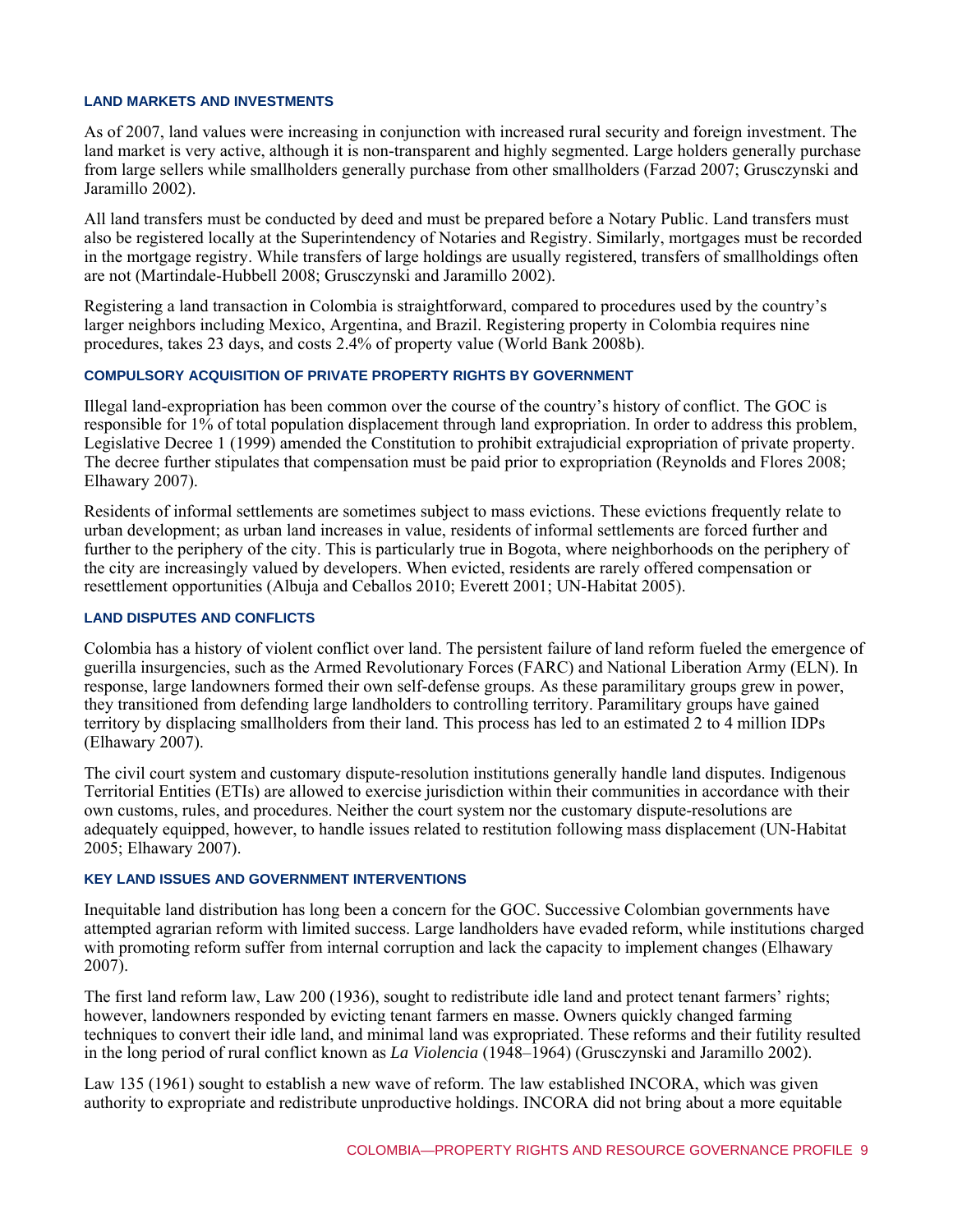### LAND MARKETS AND INVESTMENTS

As of 2007, land values were increasing in conjunction with increased rural security and foreign investment. The land market is very active, although it is non-transparent and highly segmented. Large holders generally purchase from large sellers while smallholders generally purchase from other smallholders (Farzad 2007; Grusczynski and Jaramillo 2002).

All land transfers must be conducted by deed and must be prepared before a Notary Public. Land transfers must also be registered locally at the Superintendency of Notaries and Registry. Similarly, mortgages must be recorded in the mortgage registry. While transfers of large holdings are usually registered, transfers of smallholdings often are not (Martindale-Hubbell 2008; Grusczynski and Jaramillo 2002).

Registering a land transaction in Colombia is straightforward, compared to procedures used by the country's larger neighbors including Mexico, Argentina, and Brazil. Registering property in Colombia requires nine procedures, takes 23 days, and costs 2.4% of property value (World Bank 2008b).

### COMPULSORY ACQUISITION OF PRIVATE PROPERTY RIGHTS BY GOVERNMENT

Illegal land-expropriation has been common over the course of the country's history of conflict. The GOC is responsible for 1% of total population displacement through land expropriation. In order to address this problem, Legislative Decree 1 (1999) amended the Constitution to prohibit extrajudicial expropriation of private property. The decree further stipulates that compensation must be paid prior to expropriation (Reynolds and Flores 2008; Elhawary 2007).

Residents of informal settlements are sometimes subject to mass evictions. These evictions frequently relate to urban development; as urban land increases in value, residents of informal settlements are forced further and further to the periphery of the city. This is particularly true in Bogota, where neighborhoods on the periphery of the city are increasingly valued by developers. When evicted, residents are rarely offered compensation or resettlement opportunities (Albuja and Ceballos 2010; Everett 2001; UN-Habitat 2005).

### LAND DISPUTES AND CONFLICTS

Colombia has a history of violent conflict over land. The persistent failure of land reform fueled the emergence of guerilla insurgencies, such as the Armed Revolutionary Forces (FARC) and National Liberation Army (ELN). In response, large landowners formed their own self-defense groups. As these paramilitary groups grew in power, they transitioned from defending large landholders to controlling territory. Paramilitary groups have gained territory by displacing smallholders from their land. This process has led to an estimated 2 to 4 million IDPs (Elhawary 2007).

The civil court system and customary dispute-resolution institutions generally handle land disputes. Indigenous Territorial Entities (ETIs) are allowed to exercise jurisdiction within their communities in accordance with their own customs, rules, and procedures. Neither the court system nor the customary dispute-resolutions are adequately equipped, however, to handle issues related to restitution following mass displacement (UN-Habitat 2005; Elhawary 2007).

### KEY LAND ISSUES AND GOVERNMENT INTERVENTIONS

Inequitable land distribution has long been a concern for the GOC. Successive Colombian governments have attempted agrarian reform with limited success. Large landholders have evaded reform, while institutions charged with promoting reform suffer from internal corruption and lack the capacity to implement changes (Elhawary 2007).

The first land reform law, Law 200 (1936), sought to redistribute idle land and protect tenant farmers' rights; however, landowners responded by evicting tenant farmers en masse. Owners quickly changed farming techniques to convert their idle land, and minimal land was expropriated. These reforms and their futility resulted in the long period of rural conflict known as *La Violencia* (1948–1964) (Grusczynski and Jaramillo 2002).

Law 135 (1961) sought to establish a new wave of reform. The law established INCORA, which was given authority to expropriate and redistribute unproductive holdings. INCORA did not bring about a more equitable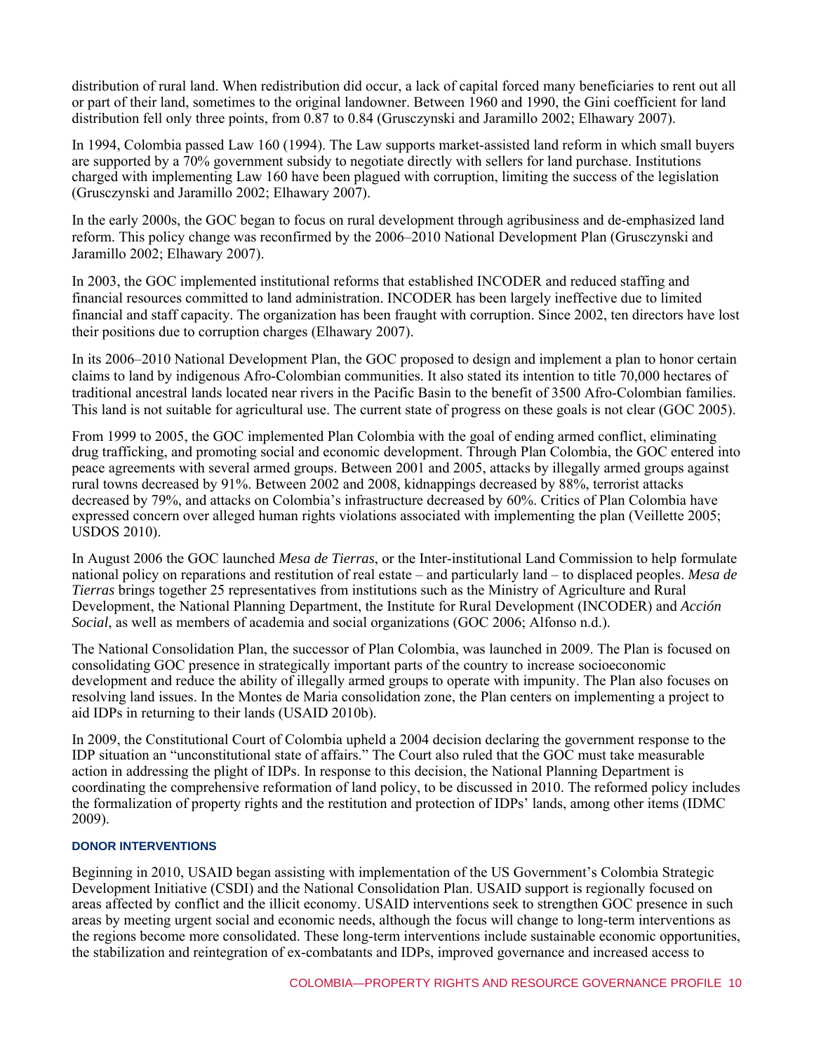distribution of rural land. When redistribution did occur, a lack of capital forced many beneficiaries to rent out all or part of their land, sometimes to the original landowner. Between 1960 and 1990, the Gini coefficient for land distribution fell only three points, from 0.87 to 0.84 (Grusczynski and Jaramillo 2002; Elhawary 2007).

In 1994, Colombia passed Law 160 (1994). The Law supports market-assisted land reform in which small buyers are supported by a 70% government subsidy to negotiate directly with sellers for land purchase. Institutions charged with implementing Law 160 have been plagued with corruption, limiting the success of the legislation (Grusczynski and Jaramillo 2002; Elhawary 2007).

In the early 2000s, the GOC began to focus on rural development through agribusiness and de-emphasized land reform. This policy change was reconfirmed by the 2006–2010 National Development Plan (Grusczynski and Jaramillo 2002; Elhawary 2007).

In 2003, the GOC implemented institutional reforms that established INCODER and reduced staffing and financial resources committed to land administration. INCODER has been largely ineffective due to limited financial and staff capacity. The organization has been fraught with corruption. Since 2002, ten directors have lost their positions due to corruption charges (Elhawary 2007).

In its 2006–2010 National Development Plan, the GOC proposed to design and implement a plan to honor certain claims to land by indigenous Afro-Colombian communities. It also stated its intention to title 70,000 hectares of traditional ancestral lands located near rivers in the Pacific Basin to the benefit of 3500 Afro-Colombian families. This land is not suitable for agricultural use. The current state of progress on these goals is not clear (GOC 2005).

From 1999 to 2005, the GOC implemented Plan Colombia with the goal of ending armed conflict, eliminating drug trafficking, and promoting social and economic development. Through Plan Colombia, the GOC entered into peace agreements with several armed groups. Between 2001 and 2005, attacks by illegally armed groups against rural towns decreased by 91%. Between 2002 and 2008, kidnappings decreased by 88%, terrorist attacks decreased by 79%, and attacks on Colombia's infrastructure decreased by 60%. Critics of Plan Colombia have expressed concern over alleged human rights violations associated with implementing the plan (Veillette 2005; USDOS 2010).

In August 2006 the GOC launched *Mesa de Tierras*, or the Inter-institutional Land Commission to help formulate national policy on reparations and restitution of real estate – and particularly land – to displaced peoples. *Mesa de Tierras* brings together 25 representatives from institutions such as the Ministry of Agriculture and Rural Development, the National Planning Department, the Institute for Rural Development (INCODER) and *Acción Social*, as well as members of academia and social organizations (GOC 2006; Alfonso n.d.).

The National Consolidation Plan, the successor of Plan Colombia, was launched in 2009. The Plan is focused on consolidating GOC presence in strategically important parts of the country to increase socioeconomic development and reduce the ability of illegally armed groups to operate with impunity. The Plan also focuses on resolving land issues. In the Montes de Maria consolidation zone, the Plan centers on implementing a project to aid IDPs in returning to their lands (USAID 2010b).

In 2009, the Constitutional Court of Colombia upheld a 2004 decision declaring the government response to the IDP situation an "unconstitutional state of affairs." The Court also ruled that the GOC must take measurable action in addressing the plight of IDPs. In response to this decision, the National Planning Department is coordinating the comprehensive reformation of land policy, to be discussed in 2010. The reformed policy includes the formalization of property rights and the restitution and protection of IDPs' lands, among other items (IDMC 2009).

### DONOR INTERVENTIONS

Beginning in 2010, USAID began assisting with implementation of the US Government's Colombia Strategic Development Initiative (CSDI) and the National Consolidation Plan. USAID support is regionally focused on areas affected by conflict and the illicit economy. USAID interventions seek to strengthen GOC presence in such areas by meeting urgent social and economic needs, although the focus will change to long-term interventions as the regions become more consolidated. These long-term interventions include sustainable economic opportunities, the stabilization and reintegration of ex-combatants and IDPs, improved governance and increased access to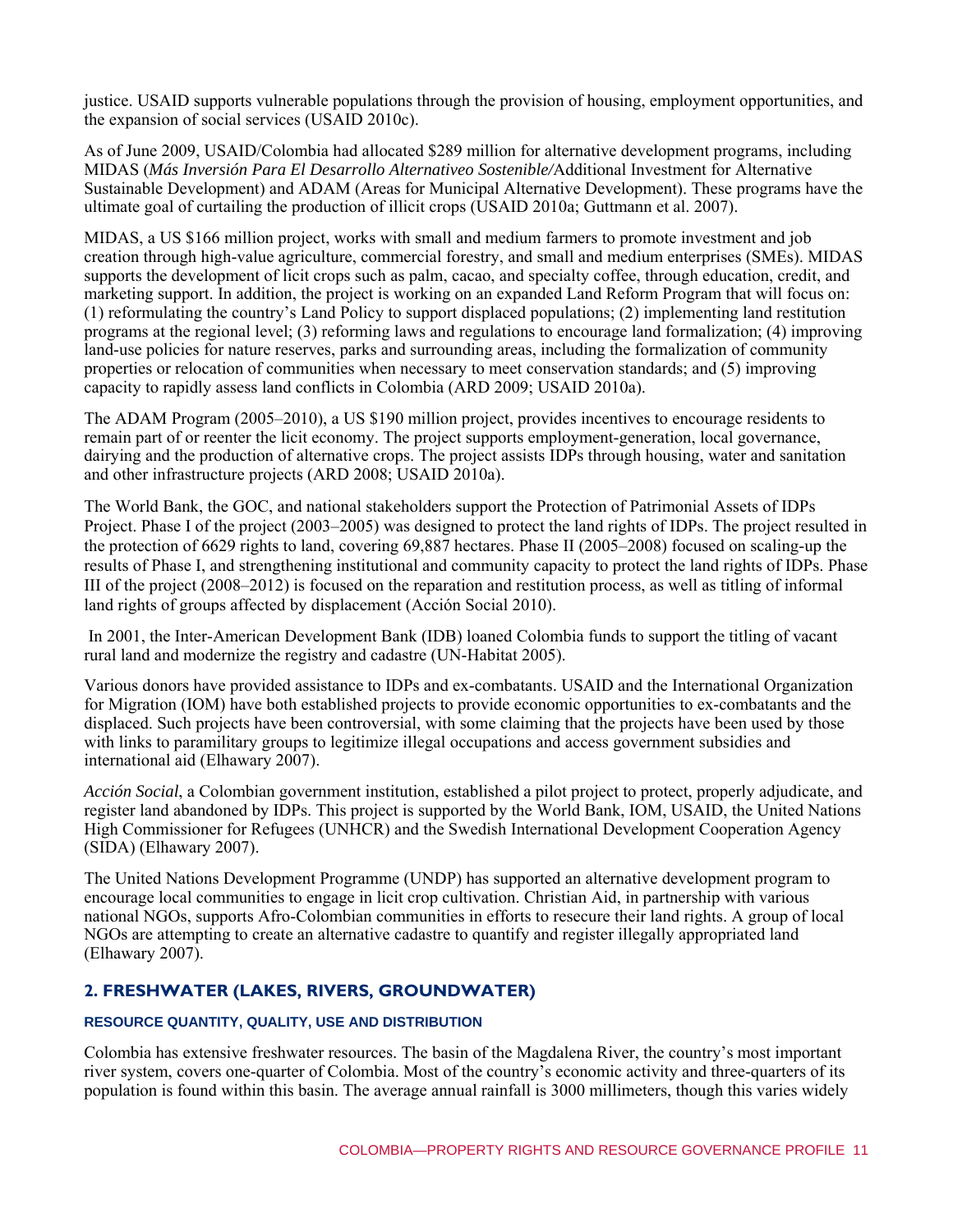justice. USAID supports vulnerable populations through the provision of housing, employment opportunities, and the expansion of social services (USAID 2010c).

As of June 2009, USAID/Colombia had allocated $289 million for alternative development programs, including MIDAS (*Más Inversión Para El Desarrollo Alternativeo Sostenible/*Additional Investment for Alternative Sustainable Development) and ADAM (Areas for Municipal Alternative Development). These programs have the ultimate goal of curtailing the production of illicit crops (USAID 2010a; Guttmann et al. 2007).

MIDAS, a US $166 million project, works with small and medium farmers to promote investment and job creation through high-value agriculture, commercial forestry, and small and medium enterprises (SMEs). MIDAS supports the development of licit crops such as palm, cacao, and specialty coffee, through education, credit, and marketing support. In addition, the project is working on an expanded Land Reform Program that will focus on: (1) reformulating the country's Land Policy to support displaced populations; (2) implementing land restitution programs at the regional level; (3) reforming laws and regulations to encourage land formalization; (4) improving land-use policies for nature reserves, parks and surrounding areas, including the formalization of community properties or relocation of communities when necessary to meet conservation standards; and (5) improving capacity to rapidly assess land conflicts in Colombia (ARD 2009; USAID 2010a).

The ADAM Program (2005–2010), a US $190 million project, provides incentives to encourage residents to remain part of or reenter the licit economy. The project supports employment-generation, local governance, dairying and the production of alternative crops. The project assists IDPs through housing, water and sanitation and other infrastructure projects (ARD 2008; USAID 2010a).

The World Bank, the GOC, and national stakeholders support the Protection of Patrimonial Assets of IDPs Project. Phase I of the project (2003–2005) was designed to protect the land rights of IDPs. The project resulted in the protection of 6629 rights to land, covering 69,887 hectares. Phase II (2005–2008) focused on scaling-up the results of Phase I, and strengthening institutional and community capacity to protect the land rights of IDPs. Phase III of the project (2008–2012) is focused on the reparation and restitution process, as well as titling of informal land rights of groups affected by displacement (Acción Social 2010).

In 2001, the Inter-American Development Bank (IDB) loaned Colombia funds to support the titling of vacant rural land and modernize the registry and cadastre (UN-Habitat 2005).

Various donors have provided assistance to IDPs and ex-combatants. USAID and the International Organization for Migration (IOM) have both established projects to provide economic opportunities to ex-combatants and the displaced. Such projects have been controversial, with some claiming that the projects have been used by those with links to paramilitary groups to legitimize illegal occupations and access government subsidies and international aid (Elhawary 2007).

*Acción Social*, a Colombian government institution, established a pilot project to protect, properly adjudicate, and register land abandoned by IDPs. This project is supported by the World Bank, IOM, USAID, the United Nations High Commissioner for Refugees (UNHCR) and the Swedish International Development Cooperation Agency (SIDA) (Elhawary 2007).

The United Nations Development Programme (UNDP) has supported an alternative development program to encourage local communities to engage in licit crop cultivation. Christian Aid, in partnership with various national NGOs, supports Afro-Colombian communities in efforts to resecure their land rights. A group of local NGOs are attempting to create an alternative cadastre to quantify and register illegally appropriated land (Elhawary 2007).

## 2. FRESHWATER (LAKES, RIVERS, GROUNDWATER)

### RESOURCE QUANTITY, QUALITY, USE AND DISTRIBUTION

Colombia has extensive freshwater resources. The basin of the Magdalena River, the country's most important river system, covers one-quarter of Colombia. Most of the country's economic activity and three-quarters of its population is found within this basin. The average annual rainfall is 3000 millimeters, though this varies widely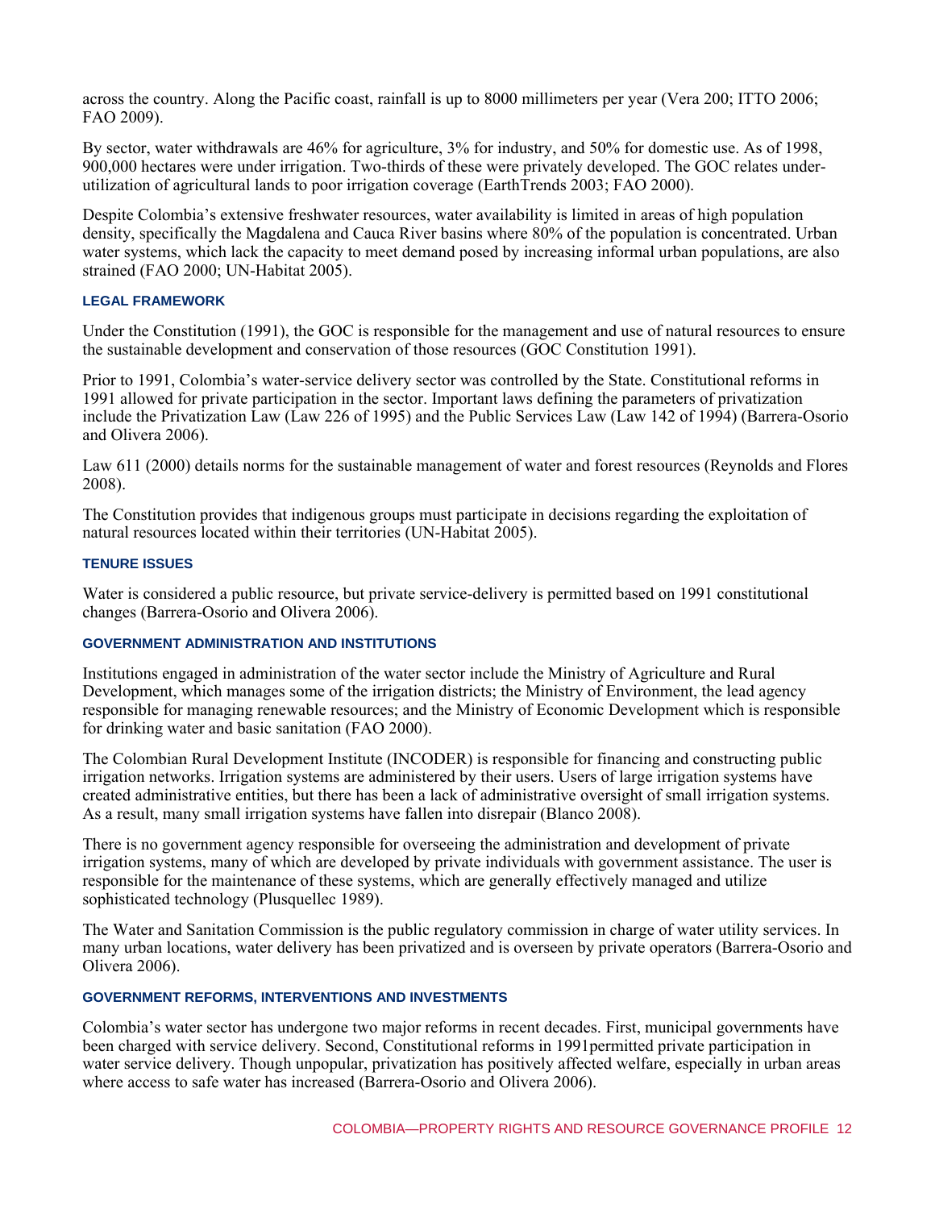across the country. Along the Pacific coast, rainfall is up to 8000 millimeters per year (Vera 200; ITTO 2006; FAO 2009).

By sector, water withdrawals are 46% for agriculture, 3% for industry, and 50% for domestic use. As of 1998, 900,000 hectares were under irrigation. Two-thirds of these were privately developed. The GOC relates under-utilization of agricultural lands to poor irrigation coverage (EarthTrends 2003; FAO 2000).

Despite Colombia's extensive freshwater resources, water availability is limited in areas of high population density, specifically the Magdalena and Cauca River basins where 80% of the population is concentrated. Urban water systems, which lack the capacity to meet demand posed by increasing informal urban populations, are also strained (FAO 2000; UN-Habitat 2005).

#### LEGAL FRAMEWORK

Under the Constitution (1991), the GOC is responsible for the management and use of natural resources to ensure the sustainable development and conservation of those resources (GOC Constitution 1991).

Prior to 1991, Colombia's water-service delivery sector was controlled by the State. Constitutional reforms in 1991 allowed for private participation in the sector. Important laws defining the parameters of privatization include the Privatization Law (Law 226 of 1995) and the Public Services Law (Law 142 of 1994) (Barrera-Osorio and Olivera 2006).

Law 611 (2000) details norms for the sustainable management of water and forest resources (Reynolds and Flores 2008).

The Constitution provides that indigenous groups must participate in decisions regarding the exploitation of natural resources located within their territories (UN-Habitat 2005).

#### TENURE ISSUES

Water is considered a public resource, but private service-delivery is permitted based on 1991 constitutional changes (Barrera-Osorio and Olivera 2006).

#### GOVERNMENT ADMINISTRATION AND INSTITUTIONS

Institutions engaged in administration of the water sector include the Ministry of Agriculture and Rural Development, which manages some of the irrigation districts; the Ministry of Environment, the lead agency responsible for managing renewable resources; and the Ministry of Economic Development which is responsible for drinking water and basic sanitation (FAO 2000).

The Colombian Rural Development Institute (INCODER) is responsible for financing and constructing public irrigation networks. Irrigation systems are administered by their users. Users of large irrigation systems have created administrative entities, but there has been a lack of administrative oversight of small irrigation systems. As a result, many small irrigation systems have fallen into disrepair (Blanco 2008).

There is no government agency responsible for overseeing the administration and development of private irrigation systems, many of which are developed by private individuals with government assistance. The user is responsible for the maintenance of these systems, which are generally effectively managed and utilize sophisticated technology (Plusquellec 1989).

The Water and Sanitation Commission is the public regulatory commission in charge of water utility services. In many urban locations, water delivery has been privatized and is overseen by private operators (Barrera-Osorio and Olivera 2006).

#### GOVERNMENT REFORMS, INTERVENTIONS AND INVESTMENTS

Colombia's water sector has undergone two major reforms in recent decades. First, municipal governments have been charged with service delivery. Second, Constitutional reforms in 1991permitted private participation in water service delivery. Though unpopular, privatization has positively affected welfare, especially in urban areas where access to safe water has increased (Barrera-Osorio and Olivera 2006).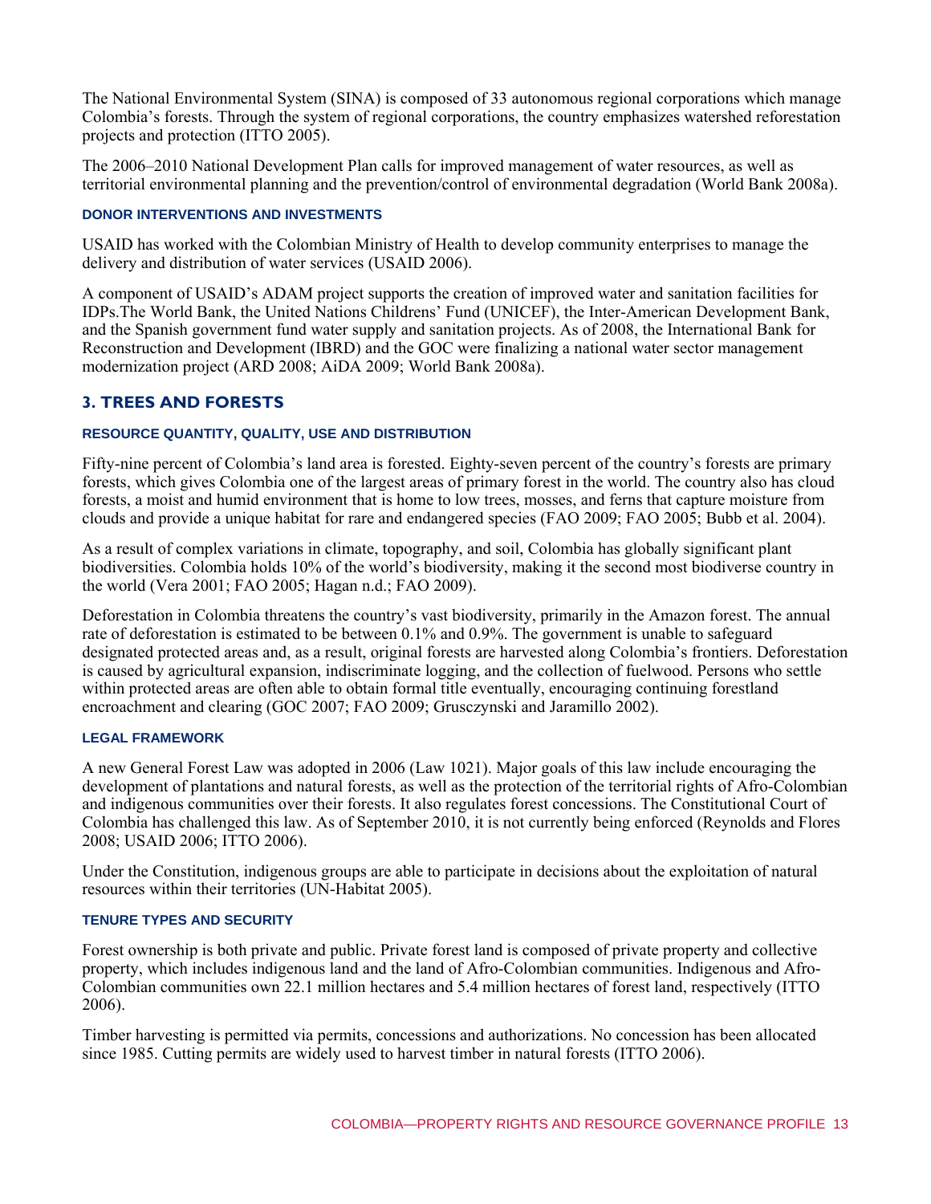The National Environmental System (SINA) is composed of 33 autonomous regional corporations which manage Colombia's forests. Through the system of regional corporations, the country emphasizes watershed reforestation projects and protection (ITTO 2005).

The 2006–2010 National Development Plan calls for improved management of water resources, as well as territorial environmental planning and the prevention/control of environmental degradation (World Bank 2008a).

#### DONOR INTERVENTIONS AND INVESTMENTS

USAID has worked with the Colombian Ministry of Health to develop community enterprises to manage the delivery and distribution of water services (USAID 2006).

A component of USAID's ADAM project supports the creation of improved water and sanitation facilities for IDPs.The World Bank, the United Nations Childrens' Fund (UNICEF), the Inter-American Development Bank, and the Spanish government fund water supply and sanitation projects. As of 2008, the International Bank for Reconstruction and Development (IBRD) and the GOC were finalizing a national water sector management modernization project (ARD 2008; AiDA 2009; World Bank 2008a).

## 3. TREES AND FORESTS

#### RESOURCE QUANTITY, QUALITY, USE AND DISTRIBUTION

Fifty-nine percent of Colombia's land area is forested. Eighty-seven percent of the country's forests are primary forests, which gives Colombia one of the largest areas of primary forest in the world. The country also has cloud forests, a moist and humid environment that is home to low trees, mosses, and ferns that capture moisture from clouds and provide a unique habitat for rare and endangered species (FAO 2009; FAO 2005; Bubb et al. 2004).

As a result of complex variations in climate, topography, and soil, Colombia has globally significant plant biodiversities. Colombia holds 10% of the world's biodiversity, making it the second most biodiverse country in the world (Vera 2001; FAO 2005; Hagan n.d.; FAO 2009).

Deforestation in Colombia threatens the country's vast biodiversity, primarily in the Amazon forest. The annual rate of deforestation is estimated to be between 0.1% and 0.9%. The government is unable to safeguard designated protected areas and, as a result, original forests are harvested along Colombia's frontiers. Deforestation is caused by agricultural expansion, indiscriminate logging, and the collection of fuelwood. Persons who settle within protected areas are often able to obtain formal title eventually, encouraging continuing forestland encroachment and clearing (GOC 2007; FAO 2009; Grusczynski and Jaramillo 2002).

#### LEGAL FRAMEWORK

A new General Forest Law was adopted in 2006 (Law 1021). Major goals of this law include encouraging the development of plantations and natural forests, as well as the protection of the territorial rights of Afro-Colombian and indigenous communities over their forests. It also regulates forest concessions. The Constitutional Court of Colombia has challenged this law. As of September 2010, it is not currently being enforced (Reynolds and Flores 2008; USAID 2006; ITTO 2006).

Under the Constitution, indigenous groups are able to participate in decisions about the exploitation of natural resources within their territories (UN-Habitat 2005).

#### TENURE TYPES AND SECURITY

Forest ownership is both private and public. Private forest land is composed of private property and collective property, which includes indigenous land and the land of Afro-Colombian communities. Indigenous and Afro-Colombian communities own 22.1 million hectares and 5.4 million hectares of forest land, respectively (ITTO 2006).

Timber harvesting is permitted via permits, concessions and authorizations. No concession has been allocated since 1985. Cutting permits are widely used to harvest timber in natural forests (ITTO 2006).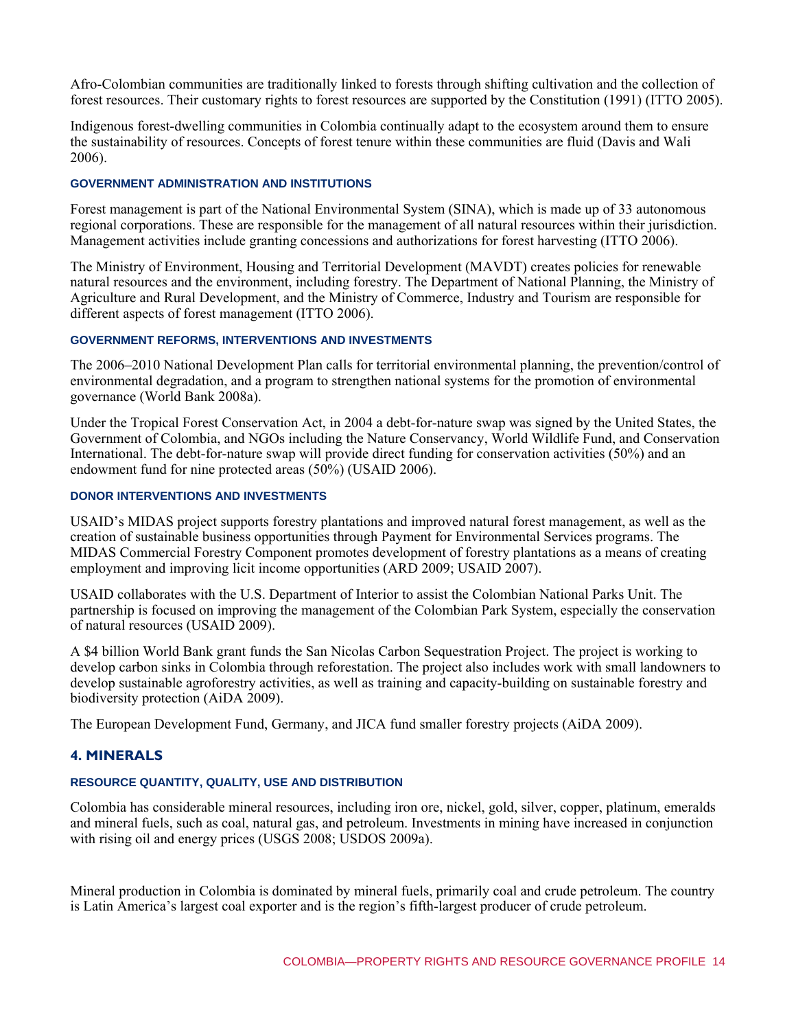Afro-Colombian communities are traditionally linked to forests through shifting cultivation and the collection of forest resources. Their customary rights to forest resources are supported by the Constitution (1991) (ITTO 2005).

Indigenous forest-dwelling communities in Colombia continually adapt to the ecosystem around them to ensure the sustainability of resources. Concepts of forest tenure within these communities are fluid (Davis and Wali 2006).

### GOVERNMENT ADMINISTRATION AND INSTITUTIONS

Forest management is part of the National Environmental System (SINA), which is made up of 33 autonomous regional corporations. These are responsible for the management of all natural resources within their jurisdiction. Management activities include granting concessions and authorizations for forest harvesting (ITTO 2006).

The Ministry of Environment, Housing and Territorial Development (MAVDT) creates policies for renewable natural resources and the environment, including forestry. The Department of National Planning, the Ministry of Agriculture and Rural Development, and the Ministry of Commerce, Industry and Tourism are responsible for different aspects of forest management (ITTO 2006).

### GOVERNMENT REFORMS, INTERVENTIONS AND INVESTMENTS

The 2006–2010 National Development Plan calls for territorial environmental planning, the prevention/control of environmental degradation, and a program to strengthen national systems for the promotion of environmental governance (World Bank 2008a).

Under the Tropical Forest Conservation Act, in 2004 a debt-for-nature swap was signed by the United States, the Government of Colombia, and NGOs including the Nature Conservancy, World Wildlife Fund, and Conservation International. The debt-for-nature swap will provide direct funding for conservation activities (50%) and an endowment fund for nine protected areas (50%) (USAID 2006).

### DONOR INTERVENTIONS AND INVESTMENTS

USAID's MIDAS project supports forestry plantations and improved natural forest management, as well as the creation of sustainable business opportunities through Payment for Environmental Services programs. The MIDAS Commercial Forestry Component promotes development of forestry plantations as a means of creating employment and improving licit income opportunities (ARD 2009; USAID 2007).

USAID collaborates with the U.S. Department of Interior to assist the Colombian National Parks Unit. The partnership is focused on improving the management of the Colombian Park System, especially the conservation of natural resources (USAID 2009).

A $4 billion World Bank grant funds the San Nicolas Carbon Sequestration Project. The project is working to develop carbon sinks in Colombia through reforestation. The project also includes work with small landowners to develop sustainable agroforestry activities, as well as training and capacity-building on sustainable forestry and biodiversity protection (AiDA 2009).

The European Development Fund, Germany, and JICA fund smaller forestry projects (AiDA 2009).

## 4. MINERALS

### RESOURCE QUANTITY, QUALITY, USE AND DISTRIBUTION

Colombia has considerable mineral resources, including iron ore, nickel, gold, silver, copper, platinum, emeralds and mineral fuels, such as coal, natural gas, and petroleum. Investments in mining have increased in conjunction with rising oil and energy prices (USGS 2008; USDOS 2009a).

Mineral production in Colombia is dominated by mineral fuels, primarily coal and crude petroleum. The country is Latin America's largest coal exporter and is the region's fifth-largest producer of crude petroleum.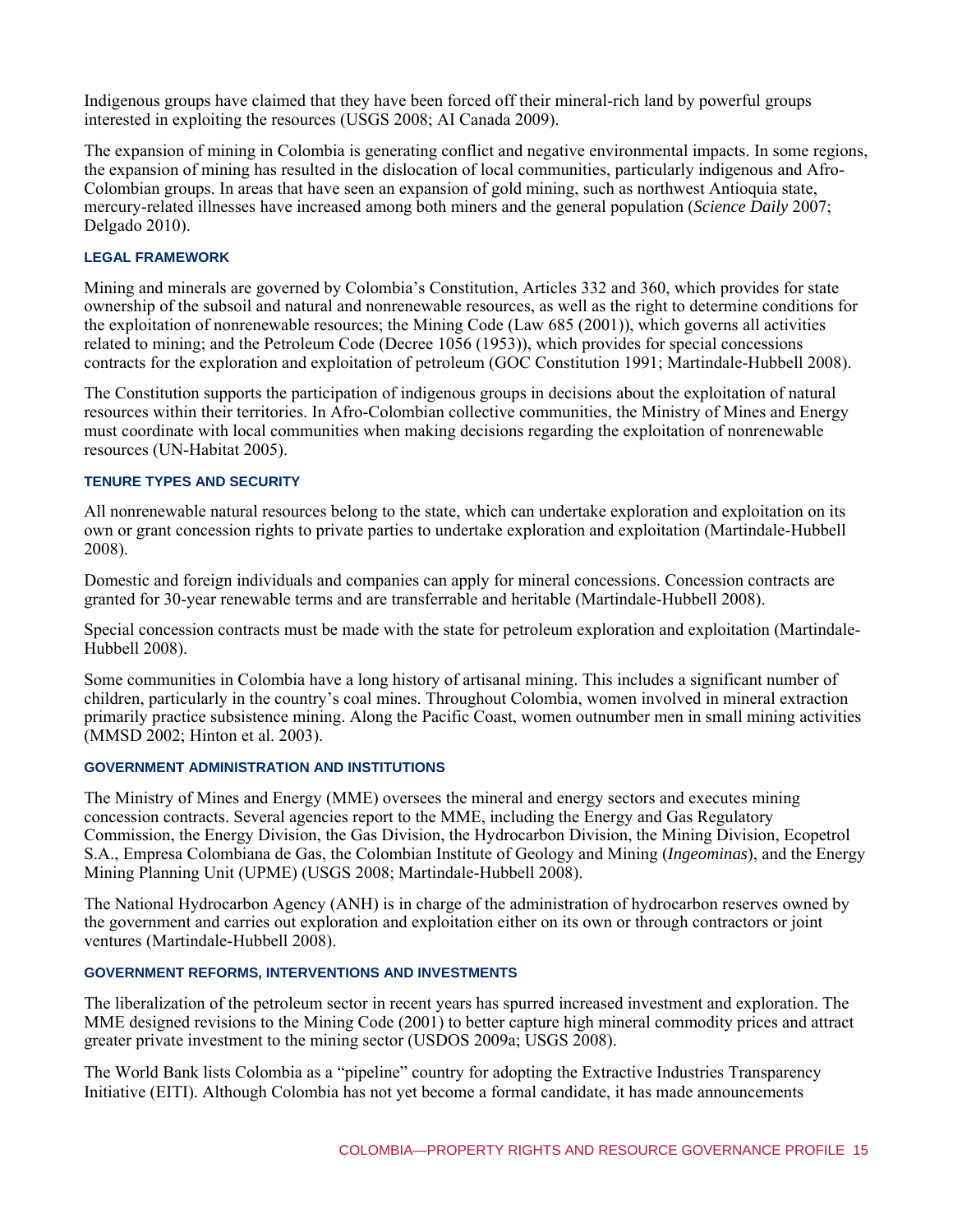Indigenous groups have claimed that they have been forced off their mineral-rich land by powerful groups interested in exploiting the resources (USGS 2008; AI Canada 2009).

The expansion of mining in Colombia is generating conflict and negative environmental impacts. In some regions, the expansion of mining has resulted in the dislocation of local communities, particularly indigenous and Afro-Colombian groups. In areas that have seen an expansion of gold mining, such as northwest Antioquia state, mercury-related illnesses have increased among both miners and the general population (*Science Daily* 2007; Delgado 2010).

### LEGAL FRAMEWORK

Mining and minerals are governed by Colombia's Constitution, Articles 332 and 360, which provides for state ownership of the subsoil and natural and nonrenewable resources, as well as the right to determine conditions for the exploitation of nonrenewable resources; the Mining Code (Law 685 (2001)), which governs all activities related to mining; and the Petroleum Code (Decree 1056 (1953)), which provides for special concessions contracts for the exploration and exploitation of petroleum (GOC Constitution 1991; Martindale-Hubbell 2008).

The Constitution supports the participation of indigenous groups in decisions about the exploitation of natural resources within their territories. In Afro-Colombian collective communities, the Ministry of Mines and Energy must coordinate with local communities when making decisions regarding the exploitation of nonrenewable resources (UN-Habitat 2005).

### TENURE TYPES AND SECURITY

All nonrenewable natural resources belong to the state, which can undertake exploration and exploitation on its own or grant concession rights to private parties to undertake exploration and exploitation (Martindale-Hubbell 2008).

Domestic and foreign individuals and companies can apply for mineral concessions. Concession contracts are granted for 30-year renewable terms and are transferrable and heritable (Martindale-Hubbell 2008).

Special concession contracts must be made with the state for petroleum exploration and exploitation (Martindale-Hubbell 2008).

Some communities in Colombia have a long history of artisanal mining. This includes a significant number of children, particularly in the country's coal mines. Throughout Colombia, women involved in mineral extraction primarily practice subsistence mining. Along the Pacific Coast, women outnumber men in small mining activities (MMSD 2002; Hinton et al. 2003).

### GOVERNMENT ADMINISTRATION AND INSTITUTIONS

The Ministry of Mines and Energy (MME) oversees the mineral and energy sectors and executes mining concession contracts. Several agencies report to the MME, including the Energy and Gas Regulatory Commission, the Energy Division, the Gas Division, the Hydrocarbon Division, the Mining Division, Ecopetrol S.A., Empresa Colombiana de Gas, the Colombian Institute of Geology and Mining (*Ingeominas*), and the Energy Mining Planning Unit (UPME) (USGS 2008; Martindale-Hubbell 2008).

The National Hydrocarbon Agency (ANH) is in charge of the administration of hydrocarbon reserves owned by the government and carries out exploration and exploitation either on its own or through contractors or joint ventures (Martindale-Hubbell 2008).

### GOVERNMENT REFORMS, INTERVENTIONS AND INVESTMENTS

The liberalization of the petroleum sector in recent years has spurred increased investment and exploration. The MME designed revisions to the Mining Code (2001) to better capture high mineral commodity prices and attract greater private investment to the mining sector (USDOS 2009a; USGS 2008).

The World Bank lists Colombia as a "pipeline" country for adopting the Extractive Industries Transparency Initiative (EITI). Although Colombia has not yet become a formal candidate, it has made announcements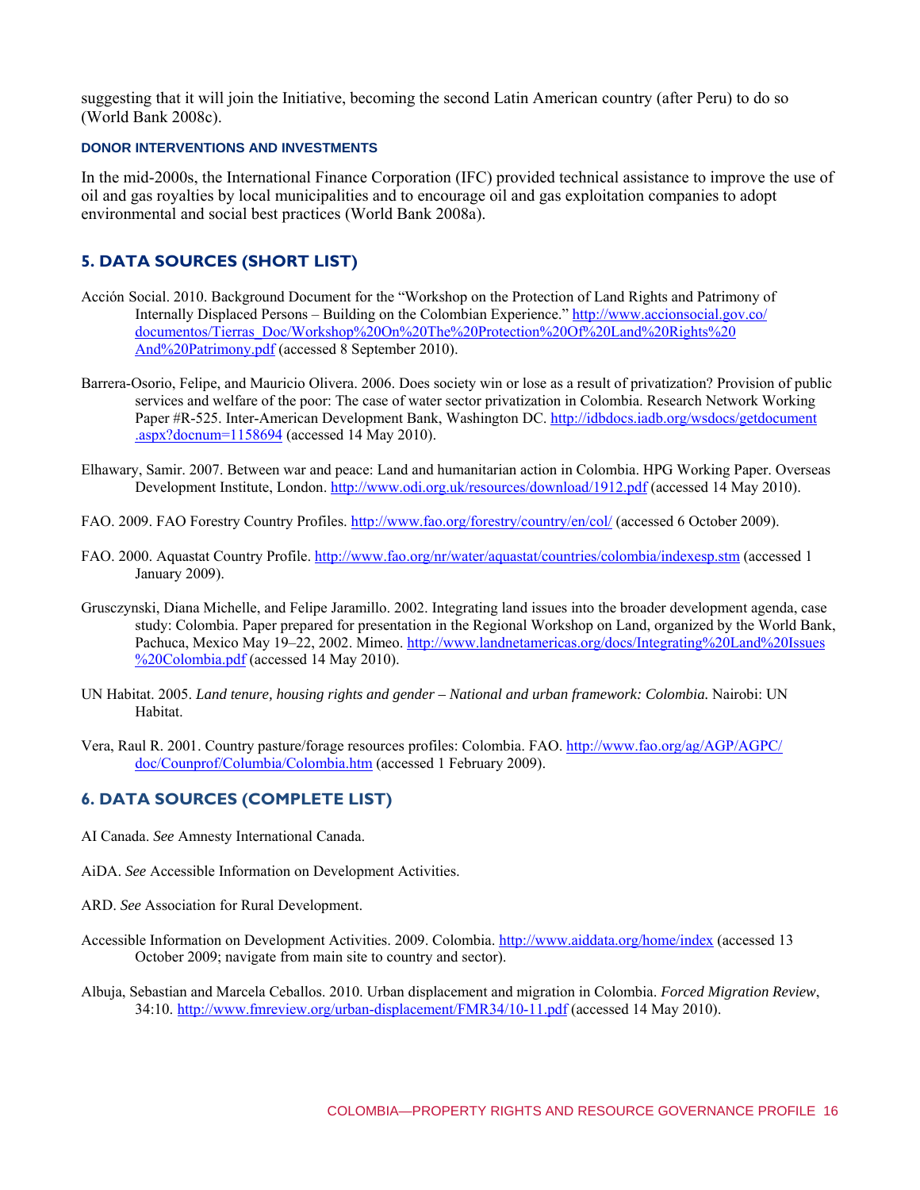suggesting that it will join the Initiative, becoming the second Latin American country (after Peru) to do so (World Bank 2008c).

### DONOR INTERVENTIONS AND INVESTMENTS

In the mid-2000s, the International Finance Corporation (IFC) provided technical assistance to improve the use of oil and gas royalties by local municipalities and to encourage oil and gas exploitation companies to adopt environmental and social best practices (World Bank 2008a).

## 5. DATA SOURCES (SHORT LIST)

Acción Social. 2010. Background Document for the "Workshop on the Protection of Land Rights and Patrimony of Internally Displaced Persons – Building on the Colombian Experience." http://www.accionsocial.gov.co/documentos/Tierras_Doc/Workshop%20On%20The%20Protection%20Of%20Land%20Rights%20And%20Patrimony.pdf (accessed 8 September 2010).

Barrera-Osorio, Felipe, and Mauricio Olivera. 2006. Does society win or lose as a result of privatization? Provision of public services and welfare of the poor: The case of water sector privatization in Colombia. Research Network Working Paper #R-525. Inter-American Development Bank, Washington DC. http://idbdocs.iadb.org/wsdocs/getdocument.aspx?docnum=1158694 (accessed 14 May 2010).

Elhawary, Samir. 2007. Between war and peace: Land and humanitarian action in Colombia. HPG Working Paper. Overseas Development Institute, London. http://www.odi.org.uk/resources/download/1912.pdf (accessed 14 May 2010).

FAO. 2009. FAO Forestry Country Profiles. http://www.fao.org/forestry/country/en/col/ (accessed 6 October 2009).

FAO. 2000. Aquastat Country Profile. http://www.fao.org/nr/water/aquastat/countries/colombia/indexesp.stm (accessed 1 January 2009).

Grusczynski, Diana Michelle, and Felipe Jaramillo. 2002. Integrating land issues into the broader development agenda, case study: Colombia. Paper prepared for presentation in the Regional Workshop on Land, organized by the World Bank, Pachuca, Mexico May 19–22, 2002. Mimeo. http://www.landnetamericas.org/docs/Integrating%20Land%20Issues%20Colombia.pdf (accessed 14 May 2010).

UN Habitat. 2005. *Land tenure, housing rights and gender – National and urban framework: Colombia.* Nairobi: UN Habitat.

Vera, Raul R. 2001. Country pasture/forage resources profiles: Colombia. FAO. http://www.fao.org/ag/AGP/AGPC/doc/Counprof/Columbia/Colombia.htm (accessed 1 February 2009).

## 6. DATA SOURCES (COMPLETE LIST)

AI Canada. *See* Amnesty International Canada.

AiDA. *See* Accessible Information on Development Activities.

ARD. *See* Association for Rural Development.

Accessible Information on Development Activities. 2009. Colombia. http://www.aiddata.org/home/index (accessed 13 October 2009; navigate from main site to country and sector).

Albuja, Sebastian and Marcela Ceballos. 2010. Urban displacement and migration in Colombia. *Forced Migration Review*, 34:10. http://www.fmreview.org/urban-displacement/FMR34/10-11.pdf (accessed 14 May 2010).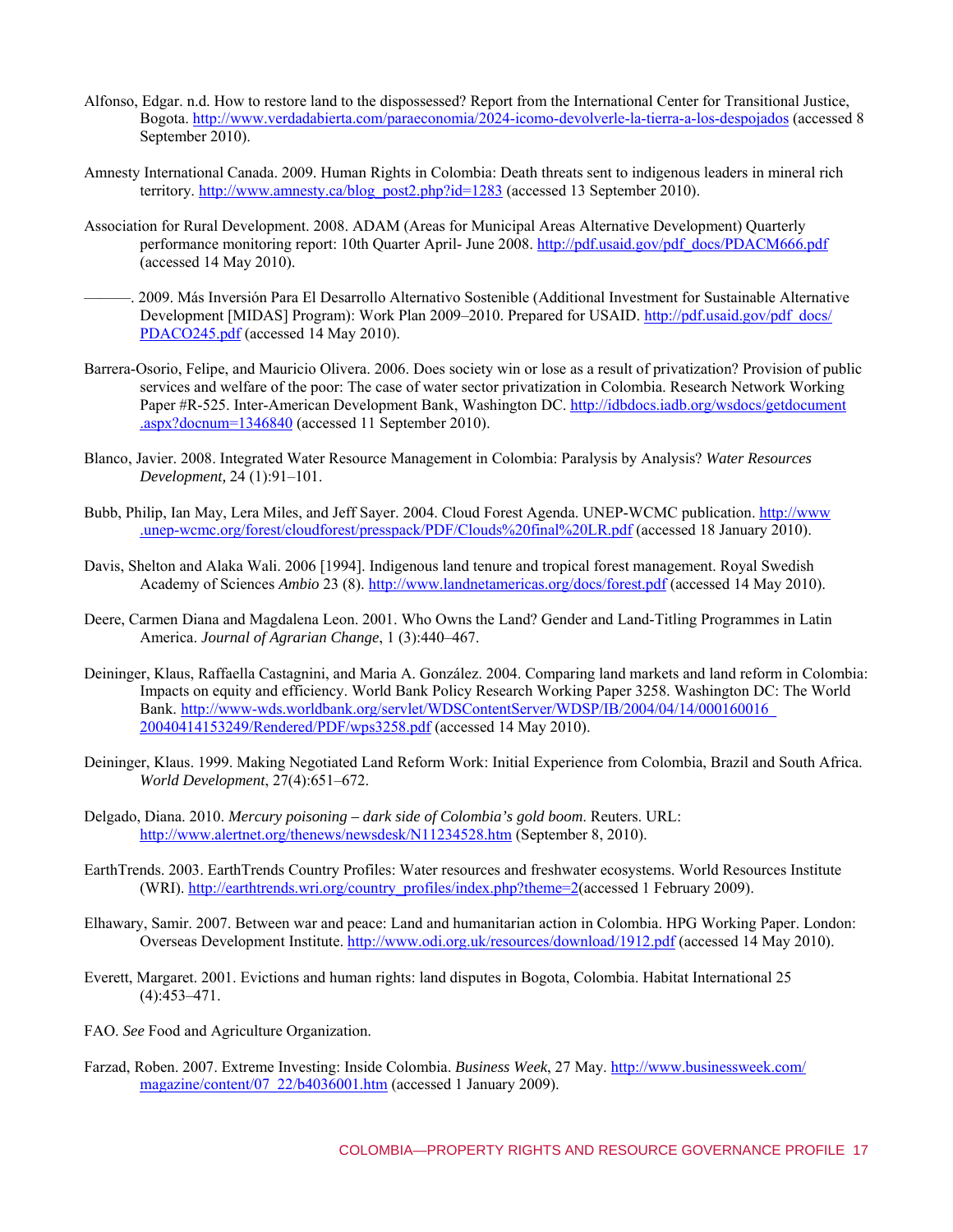Alfonso, Edgar. n.d. How to restore land to the dispossessed? Report from the International Center for Transitional Justice, Bogota. http://www.verdadabierta.com/paraeconomia/2024-icomo-devolverle-la-tierra-a-los-despojados (accessed 8 September 2010).

Amnesty International Canada. 2009. Human Rights in Colombia: Death threats sent to indigenous leaders in mineral rich territory. http://www.amnesty.ca/blog_post2.php?id=1283 (accessed 13 September 2010).

Association for Rural Development. 2008. ADAM (Areas for Municipal Areas Alternative Development) Quarterly performance monitoring report: 10th Quarter April- June 2008. http://pdf.usaid.gov/pdf_docs/PDACM666.pdf (accessed 14 May 2010).

———. 2009. Más Inversión Para El Desarrollo Alternativo Sostenible (Additional Investment for Sustainable Alternative Development [MIDAS] Program): Work Plan 2009–2010. Prepared for USAID. http://pdf.usaid.gov/pdf_docs/PDACO245.pdf (accessed 14 May 2010).

Barrera-Osorio, Felipe, and Mauricio Olivera. 2006. Does society win or lose as a result of privatization? Provision of public services and welfare of the poor: The case of water sector privatization in Colombia. Research Network Working Paper #R-525. Inter-American Development Bank, Washington DC. http://idbdocs.iadb.org/wsdocs/getdocument.aspx?docnum=1346840 (accessed 11 September 2010).

Blanco, Javier. 2008. Integrated Water Resource Management in Colombia: Paralysis by Analysis? *Water Resources Development,* 24 (1):91–101.

Bubb, Philip, Ian May, Lera Miles, and Jeff Sayer. 2004. Cloud Forest Agenda. UNEP-WCMC publication. http://www.unep-wcmc.org/forest/cloudforest/presspack/PDF/Clouds%20final%20LR.pdf (accessed 18 January 2010).

Davis, Shelton and Alaka Wali. 2006 [1994]. Indigenous land tenure and tropical forest management. Royal Swedish Academy of Sciences *Ambio* 23 (8). http://www.landnetamericas.org/docs/forest.pdf (accessed 14 May 2010).

Deere, Carmen Diana and Magdalena Leon. 2001. Who Owns the Land? Gender and Land-Titling Programmes in Latin America. *Journal of Agrarian Change*, 1 (3):440–467.

Deininger, Klaus, Raffaella Castagnini, and Maria A. González. 2004. Comparing land markets and land reform in Colombia: Impacts on equity and efficiency. World Bank Policy Research Working Paper 3258. Washington DC: The World Bank. http://www-wds.worldbank.org/servlet/WDSContentServer/WDSP/IB/2004/04/14/000160016_20040414153249/Rendered/PDF/wps3258.pdf (accessed 14 May 2010).

Deininger, Klaus. 1999. Making Negotiated Land Reform Work: Initial Experience from Colombia, Brazil and South Africa. *World Development*, 27(4):651–672.

Delgado, Diana. 2010. *Mercury poisoning – dark side of Colombia's gold boom*. Reuters. URL: http://www.alertnet.org/thenews/newsdesk/N11234528.htm (September 8, 2010).

EarthTrends. 2003. EarthTrends Country Profiles: Water resources and freshwater ecosystems. World Resources Institute (WRI). http://earthtrends.wri.org/country_profiles/index.php?theme=2(accessed 1 February 2009).

Elhawary, Samir. 2007. Between war and peace: Land and humanitarian action in Colombia. HPG Working Paper. London: Overseas Development Institute. http://www.odi.org.uk/resources/download/1912.pdf (accessed 14 May 2010).

Everett, Margaret. 2001. Evictions and human rights: land disputes in Bogota, Colombia. Habitat International 25 (4):453–471.

FAO. *See* Food and Agriculture Organization.

Farzad, Roben. 2007. Extreme Investing: Inside Colombia. *Business Week*, 27 May. http://www.businessweek.com/magazine/content/07_22/b4036001.htm (accessed 1 January 2009).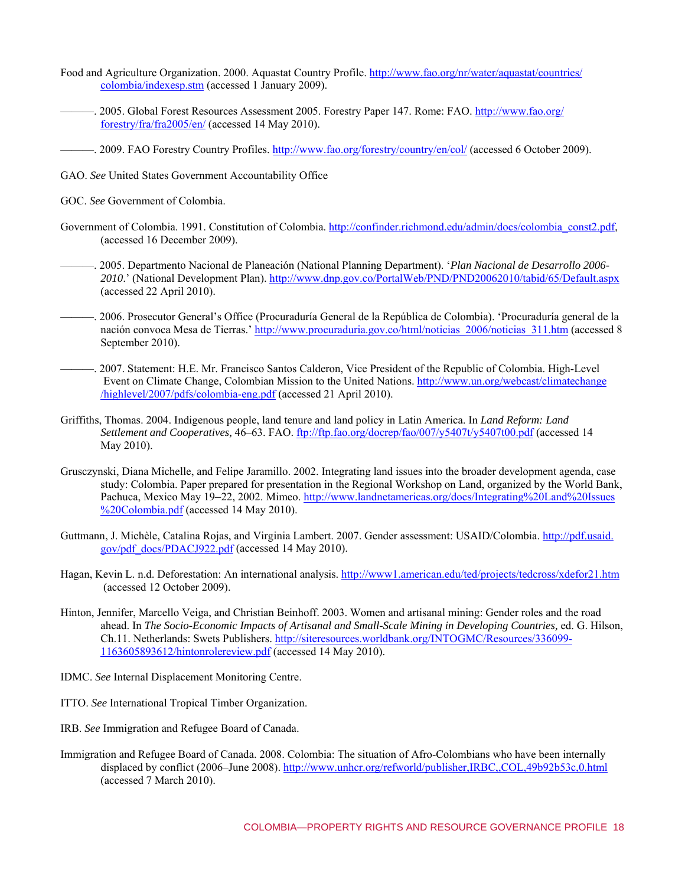Food and Agriculture Organization. 2000. Aquastat Country Profile. http://www.fao.org/nr/water/aquastat/countries/colombia/indexesp.stm (accessed 1 January 2009).

———. 2005. Global Forest Resources Assessment 2005. Forestry Paper 147. Rome: FAO. http://www.fao.org/forestry/fra/fra2005/en/ (accessed 14 May 2010).

———. 2009. FAO Forestry Country Profiles. http://www.fao.org/forestry/country/en/col/ (accessed 6 October 2009).

GAO. *See* United States Government Accountability Office

GOC. *See* Government of Colombia.

Government of Colombia. 1991. Constitution of Colombia. http://confinder.richmond.edu/admin/docs/colombia_const2.pdf, (accessed 16 December 2009).

———. 2005. Departmento Nacional de Planeación (National Planning Department). '*Plan Nacional de Desarrollo 2006-2010*.' (National Development Plan). http://www.dnp.gov.co/PortalWeb/PND/PND20062010/tabid/65/Default.aspx (accessed 22 April 2010).

———. 2006. Prosecutor General's Office (Procuraduría General de la República de Colombia). 'Procuraduría general de la nación convoca Mesa de Tierras.' http://www.procuraduria.gov.co/html/noticias_2006/noticias_311.htm (accessed 8 September 2010).

———. 2007. Statement: H.E. Mr. Francisco Santos Calderon, Vice President of the Republic of Colombia. High-Level Event on Climate Change, Colombian Mission to the United Nations. http://www.un.org/webcast/climatechange/highlevel/2007/pdfs/colombia-eng.pdf (accessed 21 April 2010).

Griffiths, Thomas. 2004. Indigenous people, land tenure and land policy in Latin America. In *Land Reform: Land Settlement and Cooperatives,* 46–63. FAO. ftp://ftp.fao.org/docrep/fao/007/y5407t/y5407t00.pdf (accessed 14 May 2010).

Grusczynski, Diana Michelle, and Felipe Jaramillo. 2002. Integrating land issues into the broader development agenda, case study: Colombia. Paper prepared for presentation in the Regional Workshop on Land, organized by the World Bank, Pachuca, Mexico May 19–22, 2002. Mimeo. http://www.landnetamericas.org/docs/Integrating%20Land%20Issues%20Colombia.pdf (accessed 14 May 2010).

Guttmann, J. Michèle, Catalina Rojas, and Virginia Lambert. 2007. Gender assessment: USAID/Colombia. http://pdf.usaid.gov/pdf_docs/PDACJ922.pdf (accessed 14 May 2010).

Hagan, Kevin L. n.d. Deforestation: An international analysis. http://www1.american.edu/ted/projects/tedcross/xdefor21.htm (accessed 12 October 2009).

Hinton, Jennifer, Marcello Veiga, and Christian Beinhoff. 2003. Women and artisanal mining: Gender roles and the road ahead. In *The Socio-Economic Impacts of Artisanal and Small-Scale Mining in Developing Countries,* ed. G. Hilson, Ch.11. Netherlands: Swets Publishers. http://siteresources.worldbank.org/INTOGMC/Resources/336099-1163605893612/hintonrolereview.pdf (accessed 14 May 2010).

IDMC. *See* Internal Displacement Monitoring Centre.

ITTO. *See* International Tropical Timber Organization.

IRB. *See* Immigration and Refugee Board of Canada.

Immigration and Refugee Board of Canada. 2008. Colombia: The situation of Afro-Colombians who have been internally displaced by conflict (2006–June 2008). http://www.unhcr.org/refworld/publisher,IRBC,,COL,49b92b53c,0.html (accessed 7 March 2010).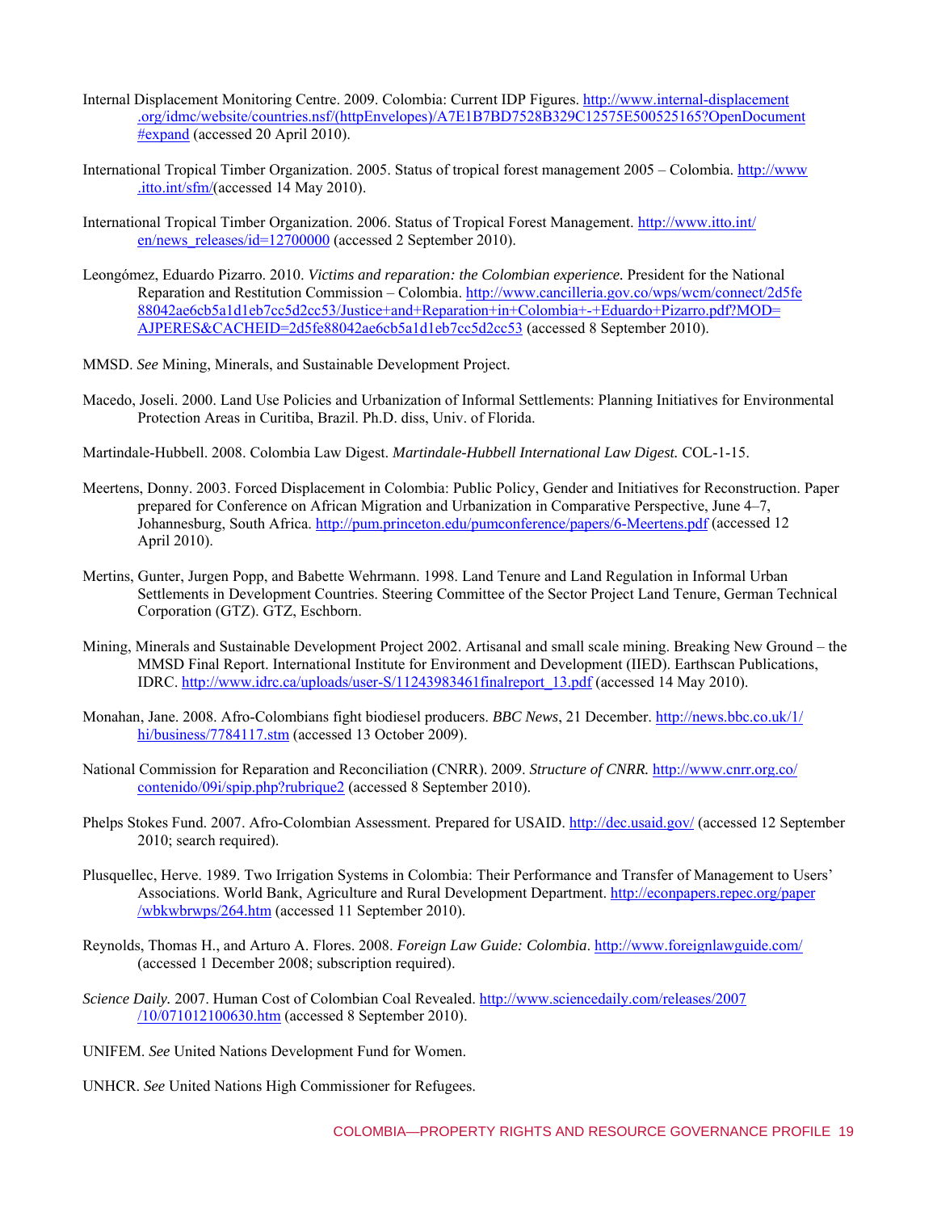Internal Displacement Monitoring Centre. 2009. Colombia: Current IDP Figures. http://www.internal-displacement.org/idmc/website/countries.nsf/(httpEnvelopes)/A7E1B7BD7528B329C12575E500525165?OpenDocument#expand (accessed 20 April 2010).

International Tropical Timber Organization. 2005. Status of tropical forest management 2005 – Colombia. http://www.itto.int/sfm/(accessed 14 May 2010).

International Tropical Timber Organization. 2006. Status of Tropical Forest Management. http://www.itto.int/en/news_releases/id=12700000 (accessed 2 September 2010).

Leongómez, Eduardo Pizarro. 2010. *Victims and reparation: the Colombian experience.* President for the National Reparation and Restitution Commission – Colombia. http://www.cancilleria.gov.co/wps/wcm/connect/2d5fe88042ae6cb5a1d1eb7cc5d2cc53/Justice+and+Reparation+in+Colombia+-+Eduardo+Pizarro.pdf?MOD=AJPERES&CACHEID=2d5fe88042ae6cb5a1d1eb7cc5d2cc53 (accessed 8 September 2010).

MMSD. *See* Mining, Minerals, and Sustainable Development Project.

Macedo, Joseli. 2000. Land Use Policies and Urbanization of Informal Settlements: Planning Initiatives for Environmental Protection Areas in Curitiba, Brazil. Ph.D. diss, Univ. of Florida.

Martindale-Hubbell. 2008. Colombia Law Digest. *Martindale-Hubbell International Law Digest.* COL-1-15.

Meertens, Donny. 2003. Forced Displacement in Colombia: Public Policy, Gender and Initiatives for Reconstruction. Paper prepared for Conference on African Migration and Urbanization in Comparative Perspective, June 4–7, Johannesburg, South Africa. http://pum.princeton.edu/pumconference/papers/6-Meertens.pdf (accessed 12 April 2010).

Mertins, Gunter, Jurgen Popp, and Babette Wehrmann. 1998. Land Tenure and Land Regulation in Informal Urban Settlements in Development Countries. Steering Committee of the Sector Project Land Tenure, German Technical Corporation (GTZ). GTZ, Eschborn.

Mining, Minerals and Sustainable Development Project 2002. Artisanal and small scale mining. Breaking New Ground – the MMSD Final Report. International Institute for Environment and Development (IIED). Earthscan Publications, IDRC. http://www.idrc.ca/uploads/user-S/11243983461finalreport_13.pdf (accessed 14 May 2010).

Monahan, Jane. 2008. Afro-Colombians fight biodiesel producers. *BBC News*, 21 December. http://news.bbc.co.uk/1/hi/business/7784117.stm (accessed 13 October 2009).

National Commission for Reparation and Reconciliation (CNRR). 2009. *Structure of CNRR.* http://www.cnrr.org.co/contenido/09i/spip.php?rubrique2 (accessed 8 September 2010).

Phelps Stokes Fund. 2007. Afro-Colombian Assessment. Prepared for USAID. http://dec.usaid.gov/ (accessed 12 September 2010; search required).

Plusquellec, Herve. 1989. Two Irrigation Systems in Colombia: Their Performance and Transfer of Management to Users' Associations. World Bank, Agriculture and Rural Development Department. http://econpapers.repec.org/paper/wbkwbrwps/264.htm (accessed 11 September 2010).

Reynolds, Thomas H., and Arturo A. Flores. 2008. *Foreign Law Guide: Colombia*. http://www.foreignlawguide.com/ (accessed 1 December 2008; subscription required).

*Science Daily.* 2007. Human Cost of Colombian Coal Revealed. http://www.sciencedaily.com/releases/2007/10/071012100630.htm (accessed 8 September 2010).

UNIFEM. *See* United Nations Development Fund for Women.

UNHCR. *See* United Nations High Commissioner for Refugees.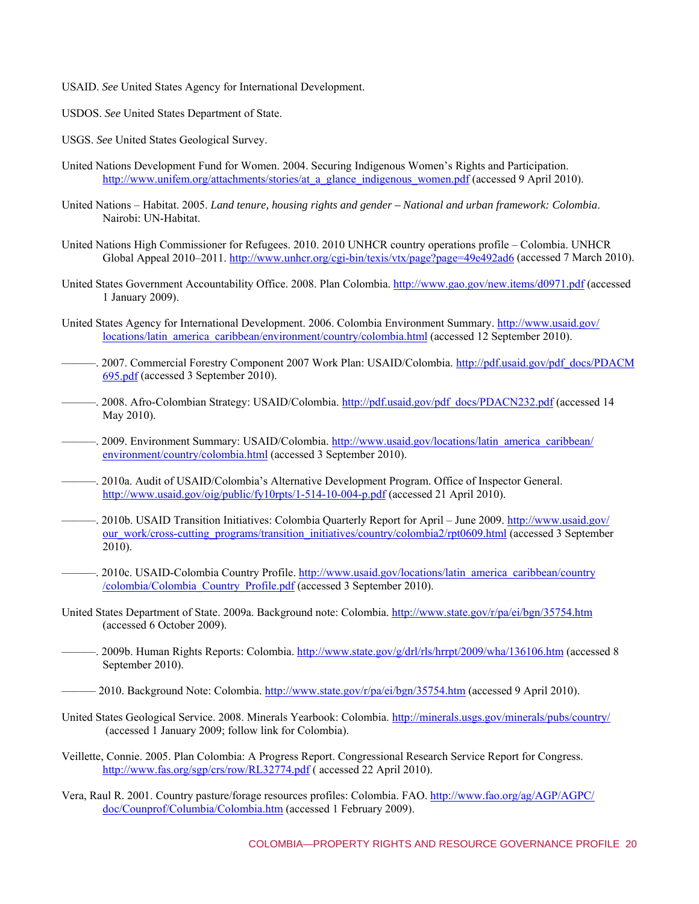USAID. *See* United States Agency for International Development.

USDOS. *See* United States Department of State.

USGS. *See* United States Geological Survey.

United Nations Development Fund for Women. 2004. Securing Indigenous Women's Rights and Participation. http://www.unifem.org/attachments/stories/at_a_glance_indigenous_women.pdf (accessed 9 April 2010).

United Nations – Habitat. 2005. *Land tenure, housing rights and gender – National and urban framework: Colombia*. Nairobi: UN-Habitat.

United Nations High Commissioner for Refugees. 2010. 2010 UNHCR country operations profile – Colombia. UNHCR Global Appeal 2010–2011. http://www.unhcr.org/cgi-bin/texis/vtx/page?page=49e492ad6 (accessed 7 March 2010).

United States Government Accountability Office. 2008. Plan Colombia. http://www.gao.gov/new.items/d0971.pdf (accessed 1 January 2009).

United States Agency for International Development. 2006. Colombia Environment Summary. http://www.usaid.gov/locations/latin_america_caribbean/environment/country/colombia.html (accessed 12 September 2010).

———. 2007. Commercial Forestry Component 2007 Work Plan: USAID/Colombia. http://pdf.usaid.gov/pdf_docs/PDACM695.pdf (accessed 3 September 2010).

———. 2008. Afro-Colombian Strategy: USAID/Colombia. http://pdf.usaid.gov/pdf_docs/PDACN232.pdf (accessed 14 May 2010).

———. 2009. Environment Summary: USAID/Colombia. http://www.usaid.gov/locations/latin_america_caribbean/environment/country/colombia.html (accessed 3 September 2010).

———. 2010a. Audit of USAID/Colombia's Alternative Development Program. Office of Inspector General. http://www.usaid.gov/oig/public/fy10rpts/1-514-10-004-p.pdf (accessed 21 April 2010).

———. 2010b. USAID Transition Initiatives: Colombia Quarterly Report for April – June 2009. http://www.usaid.gov/our_work/cross-cutting_programs/transition_initiatives/country/colombia2/rpt0609.html (accessed 3 September 2010).

———. 2010c. USAID-Colombia Country Profile. http://www.usaid.gov/locations/latin_america_caribbean/country/colombia/Colombia_Country_Profile.pdf (accessed 3 September 2010).

United States Department of State. 2009a. Background note: Colombia. http://www.state.gov/r/pa/ei/bgn/35754.htm (accessed 6 October 2009).

———. 2009b. Human Rights Reports: Colombia. http://www.state.gov/g/drl/rls/hrrpt/2009/wha/136106.htm (accessed 8 September 2010).

——— 2010. Background Note: Colombia. http://www.state.gov/r/pa/ei/bgn/35754.htm (accessed 9 April 2010).

United States Geological Service. 2008. Minerals Yearbook: Colombia. http://minerals.usgs.gov/minerals/pubs/country/ (accessed 1 January 2009; follow link for Colombia).

Veillette, Connie. 2005. Plan Colombia: A Progress Report. Congressional Research Service Report for Congress. http://www.fas.org/sgp/crs/row/RL32774.pdf ( accessed 22 April 2010).

Vera, Raul R. 2001. Country pasture/forage resources profiles: Colombia. FAO. http://www.fao.org/ag/AGP/AGPC/doc/Counprof/Columbia/Colombia.htm (accessed 1 February 2009).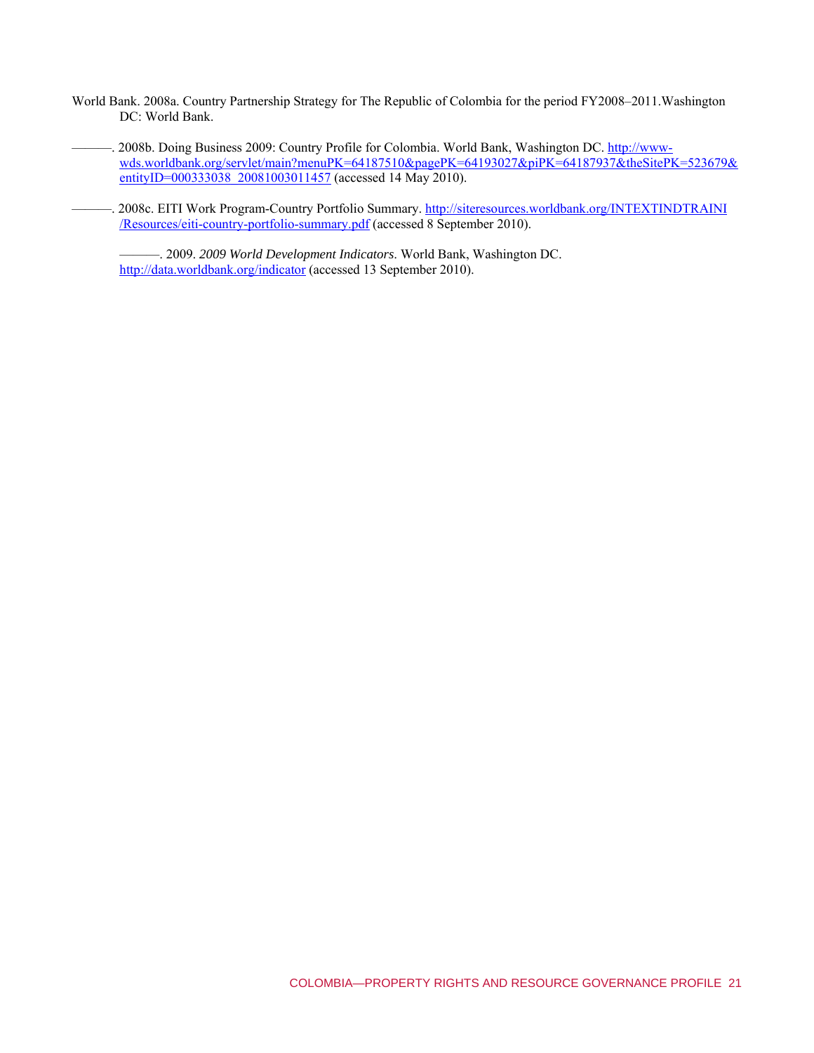World Bank. 2008a. Country Partnership Strategy for The Republic of Colombia for the period FY2008–2011.Washington DC: World Bank.

———. 2008b. Doing Business 2009: Country Profile for Colombia. World Bank, Washington DC. http://www-wds.worldbank.org/servlet/main?menuPK=64187510&pagePK=64193027&piPK=64187937&theSitePK=523679&entityID=000333038_20081003011457 (accessed 14 May 2010).

———. 2008c. EITI Work Program-Country Portfolio Summary. http://siteresources.worldbank.org/INTEXTINDTRAINI/Resources/eiti-country-portfolio-summary.pdf (accessed 8 September 2010).

———. 2009. *2009 World Development Indicators*. World Bank, Washington DC. http://data.worldbank.org/indicator (accessed 13 September 2010).